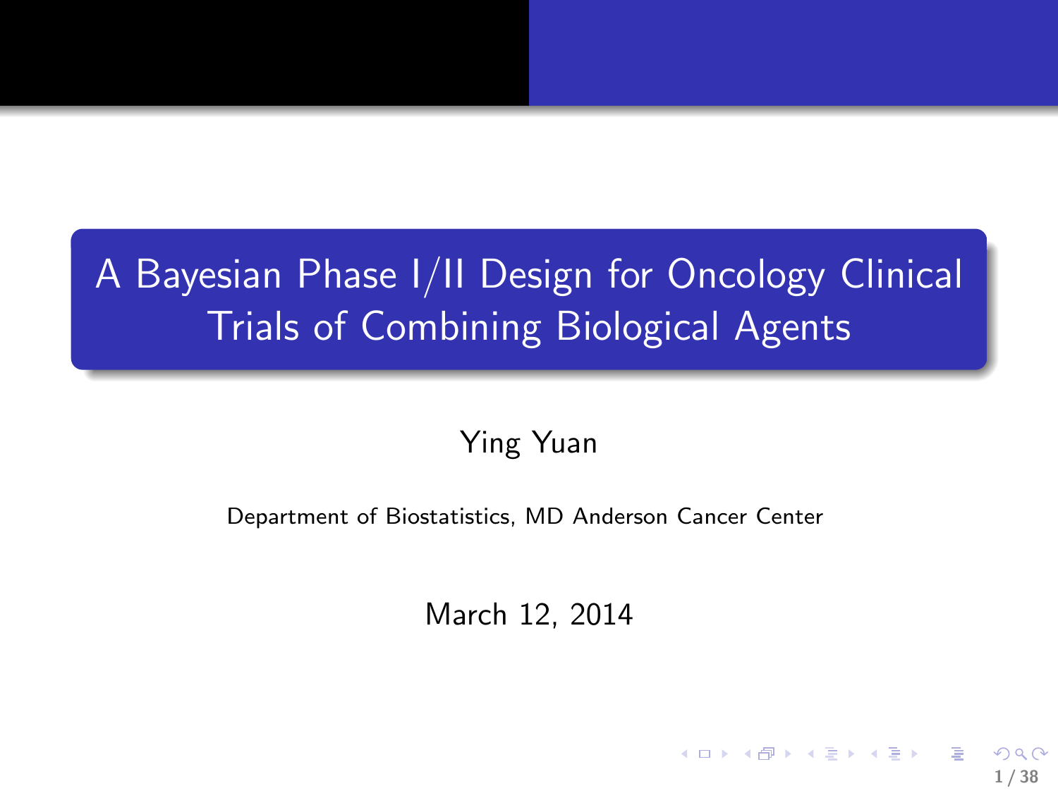# A Bayesian Phase I/II Design for Oncology Clinical Trials of Combining Biological Agents

Ying Yuan

Department of Biostatistics, MD Anderson Cancer Center

March 12, 2014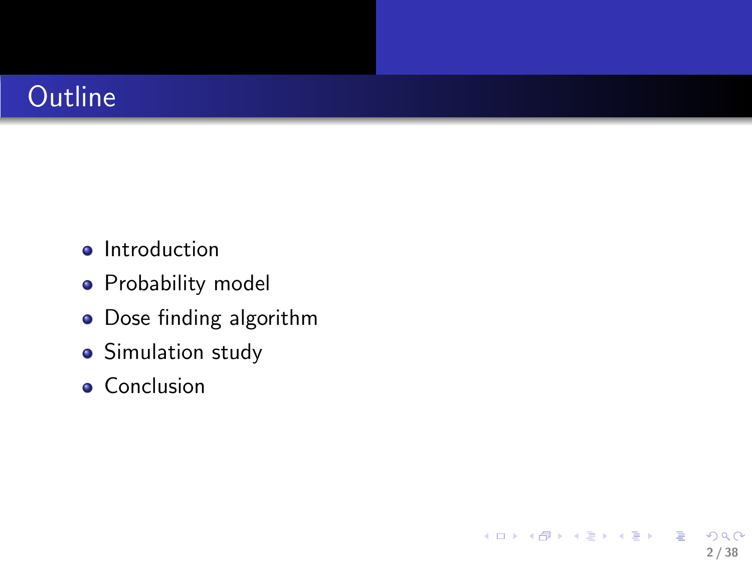# Outline

- Introduction
- Probability model
- Dose finding algorithm
- Simulation study
- Conclusion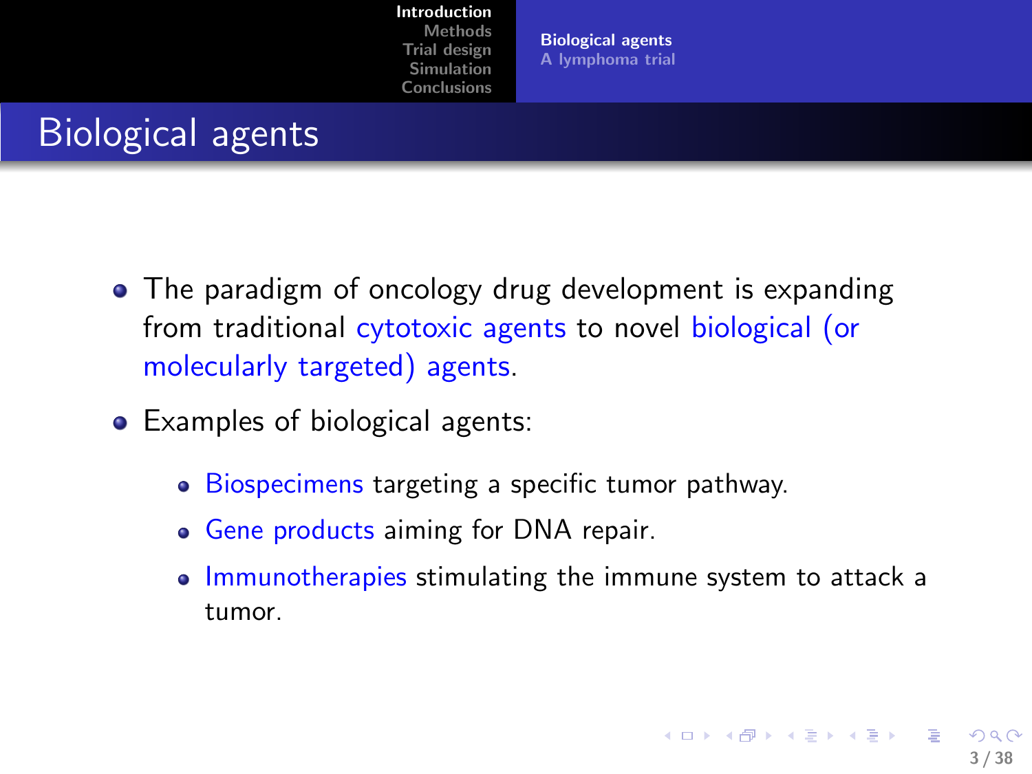# Biological agents

- The paradigm of oncology drug development is expanding from traditional cytotoxic agents to novel biological (or molecularly targeted) agents.
- Examples of biological agents:
  - Biospecimens targeting a specific tumor pathway.
  - Gene products aiming for DNA repair.
  - Immunotherapies stimulating the immune system to attack a tumor.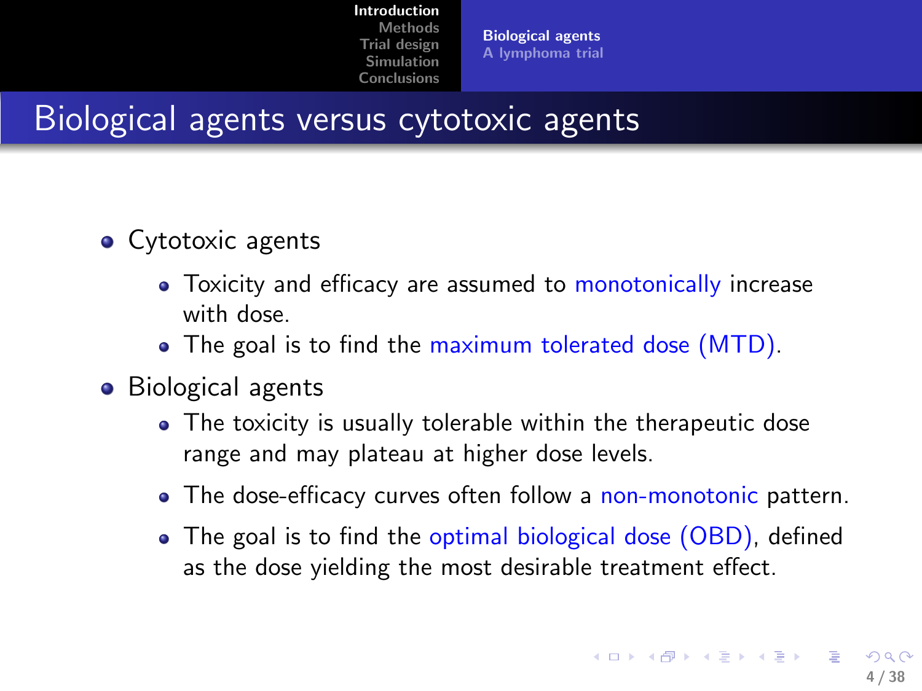# Biological agents versus cytotoxic agents

- Cytotoxic agents
  - Toxicity and efficacy are assumed to monotonically increase with dose.
  - The goal is to find the maximum tolerated dose (MTD).
- Biological agents
  - The toxicity is usually tolerable within the therapeutic dose range and may plateau at higher dose levels.
  - The dose-efficacy curves often follow a non-monotonic pattern.
  - The goal is to find the optimal biological dose (OBD), defined as the dose yielding the most desirable treatment effect.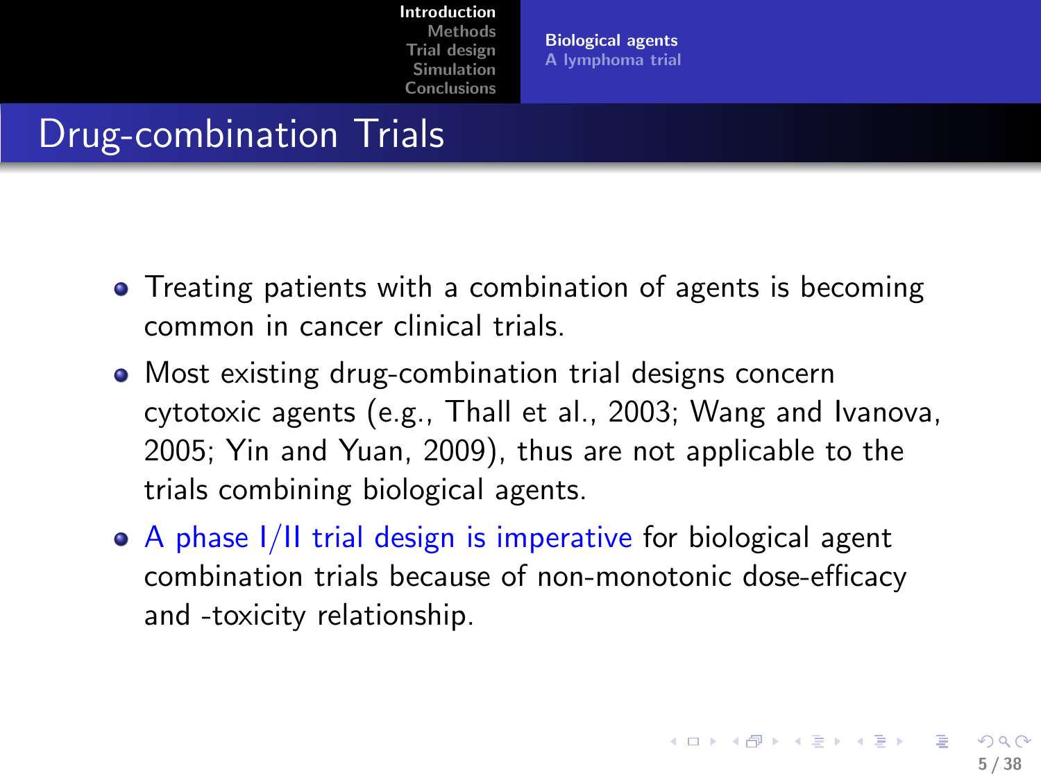# Drug-combination Trials

- Treating patients with a combination of agents is becoming common in cancer clinical trials.
- Most existing drug-combination trial designs concern cytotoxic agents (e.g., Thall et al., 2003; Wang and Ivanova, 2005; Yin and Yuan, 2009), thus are not applicable to the trials combining biological agents.
- A phase I/II trial design is imperative for biological agent combination trials because of non-monotonic dose-efficacy and -toxicity relationship.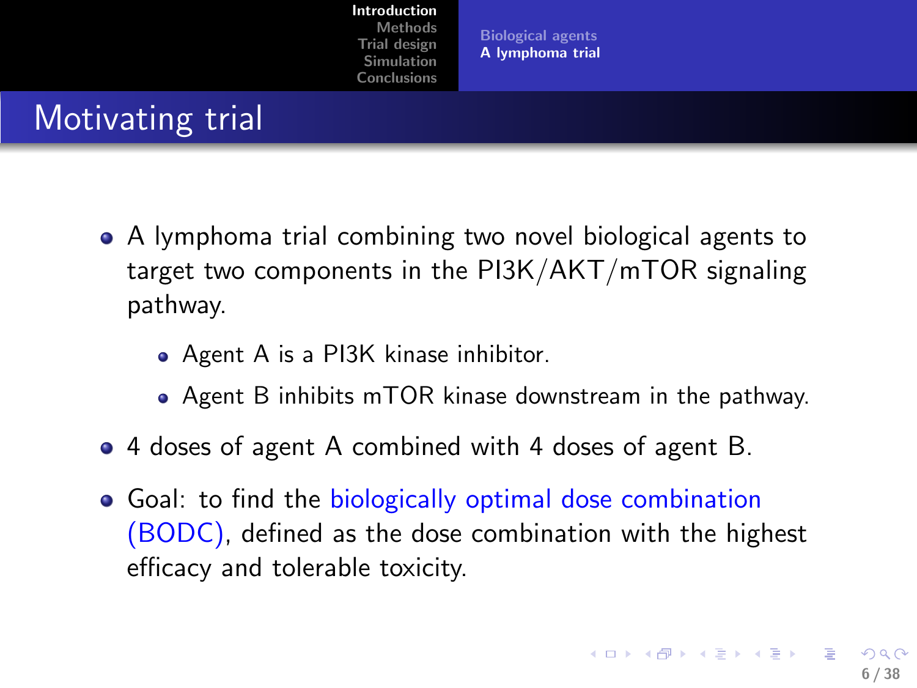# Motivating trial

- A lymphoma trial combining two novel biological agents to target two components in the PI3K/AKT/mTOR signaling pathway.
  - Agent A is a PI3K kinase inhibitor.
  - Agent B inhibits mTOR kinase downstream in the pathway.
- 4 doses of agent A combined with 4 doses of agent B.
- Goal: to find the biologically optimal dose combination (BODC), defined as the dose combination with the highest efficacy and tolerable toxicity.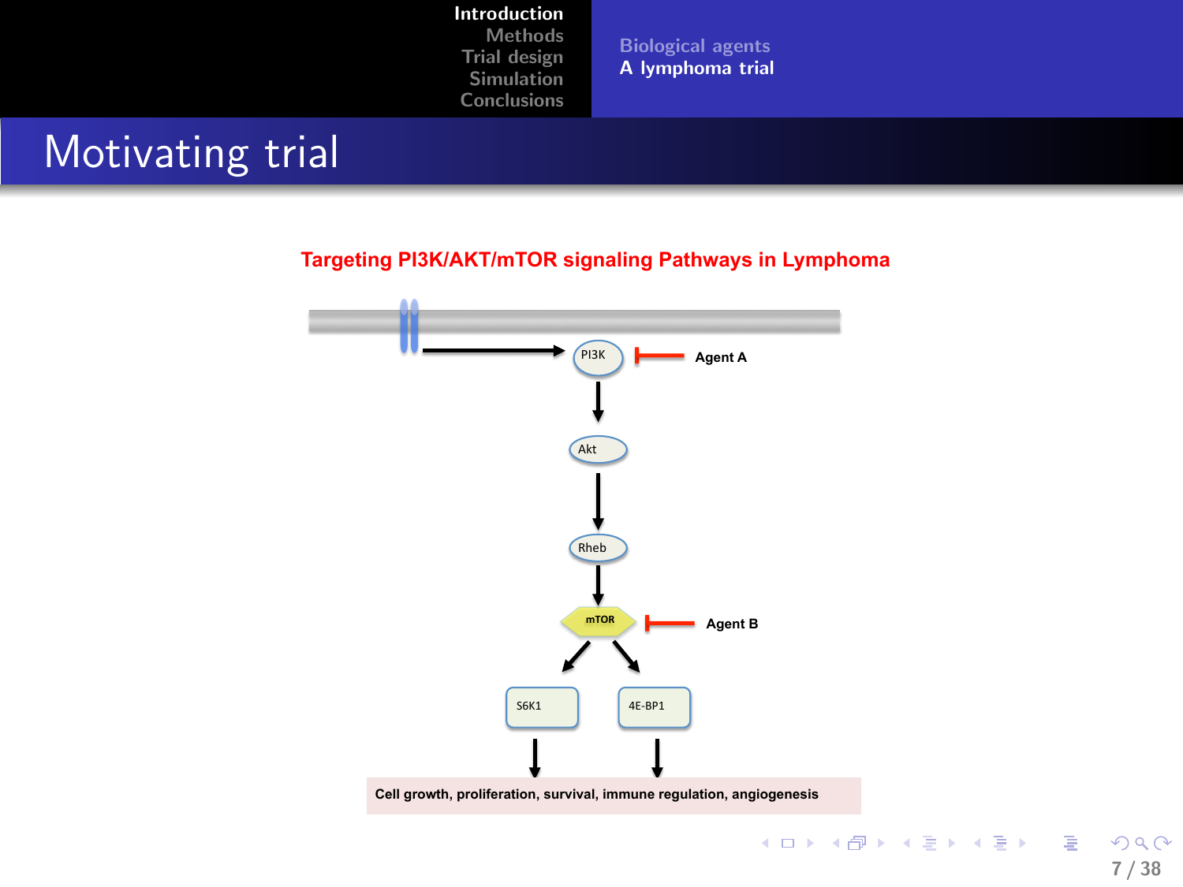# Motivating trial

**Targeting PI3K/AKT/mTOR signaling Pathways in Lymphoma**

PI3K — Agent A

Akt

Rheb

mTOR — Agent B

S6K1 4E-BP1

Cell growth, proliferation, survival, immune regulation, angiogenesis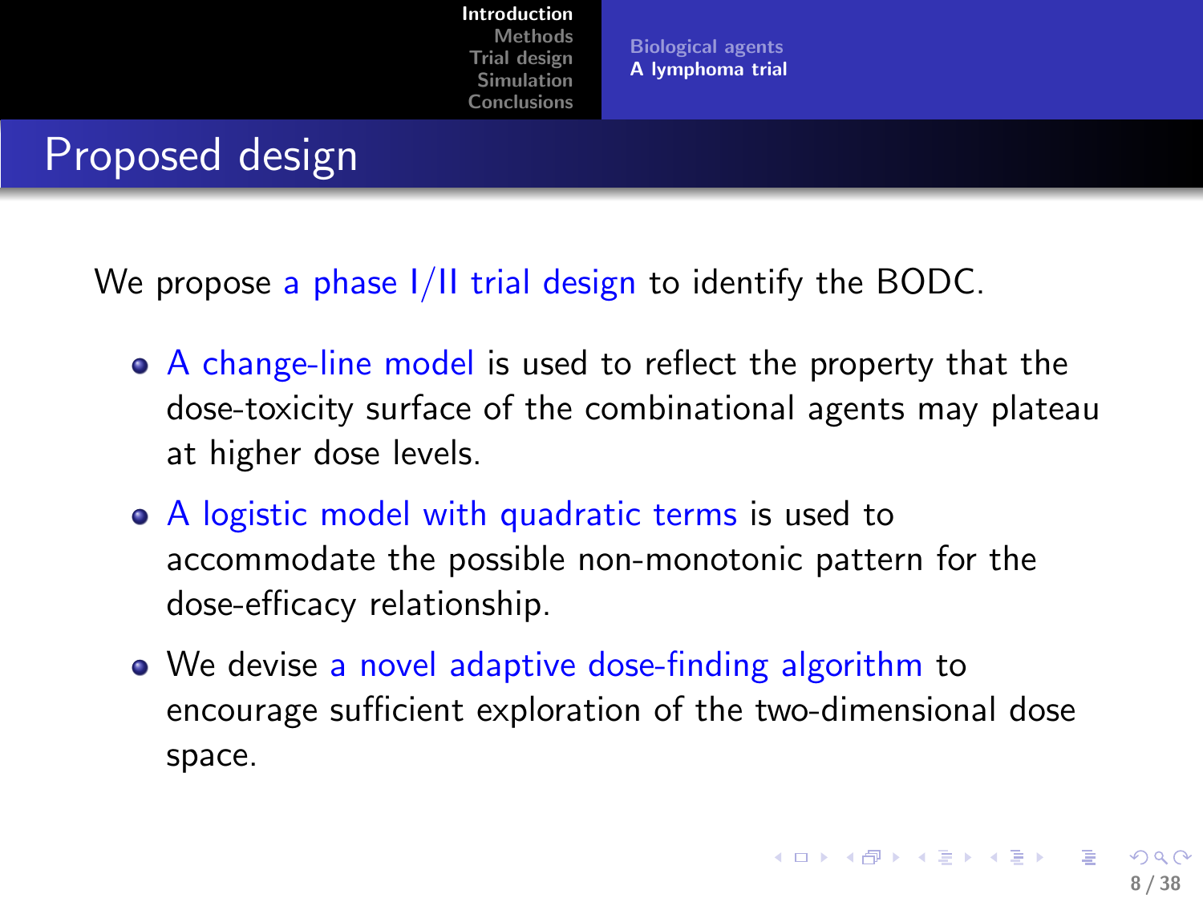## Proposed design

We propose a phase I/II trial design to identify the BODC.

- A change-line model is used to reflect the property that the dose-toxicity surface of the combinational agents may plateau at higher dose levels.
- A logistic model with quadratic terms is used to accommodate the possible non-monotonic pattern for the dose-efficacy relationship.
- We devise a novel adaptive dose-finding algorithm to encourage sufficient exploration of the two-dimensional dose space.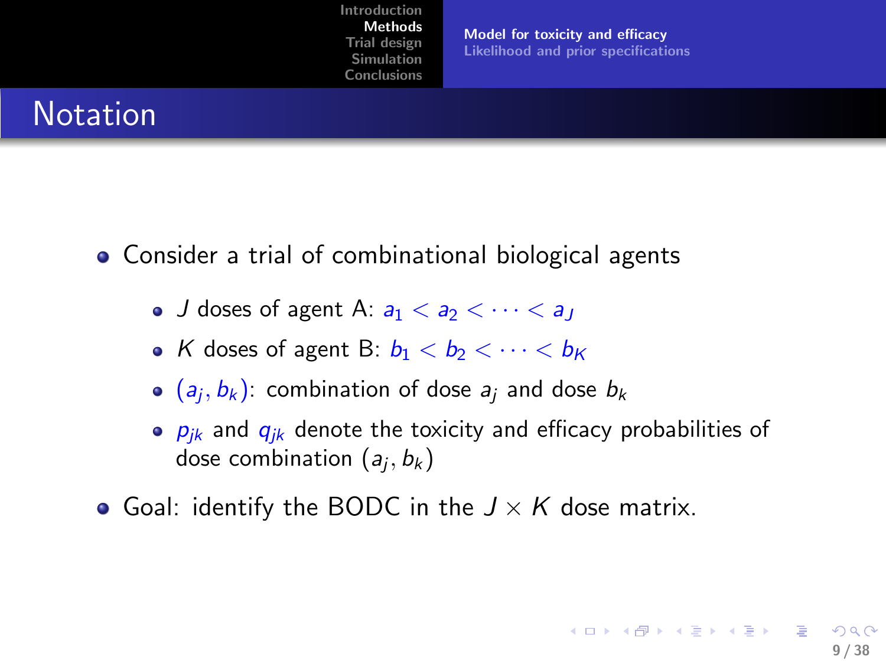# Notation

- Consider a trial of combinational biological agents
  - $J$ doses of agent A: $a_1 < a_2 < \cdots < a_J$
  - $K$ doses of agent B: $b_1 < b_2 < \cdots < b_K$
  - $(a_j, b_k)$: combination of dose $a_j$ and dose $b_k$
  - $p_{jk}$ and $q_{jk}$ denote the toxicity and efficacy probabilities of dose combination $(a_j, b_k)$
- Goal: identify the BODC in the $J \times K$ dose matrix.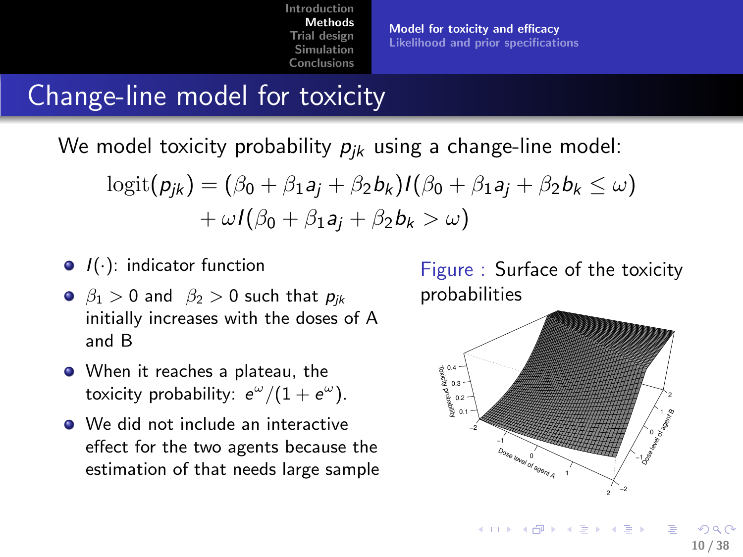# Change-line model for toxicity

We model toxicity probability $p_{jk}$ using a change-line model:

$$\text{logit}(p_{jk}) = (\beta_0 + \beta_1 a_j + \beta_2 b_k) I(\beta_0 + \beta_1 a_j + \beta_2 b_k \leq \omega) + \omega I(\beta_0 + \beta_1 a_j + \beta_2 b_k > \omega)$$

- $I(\cdot)$: indicator function
- $\beta_1 > 0$ and $\beta_2 > 0$ such that $p_{jk}$ initially increases with the doses of A and B
- When it reaches a plateau, the toxicity probability: $e^{\omega}/(1 + e^{\omega})$.
- We did not include an interactive effect for the two agents because the estimation of that needs large sample

Figure : Surface of the toxicity probabilities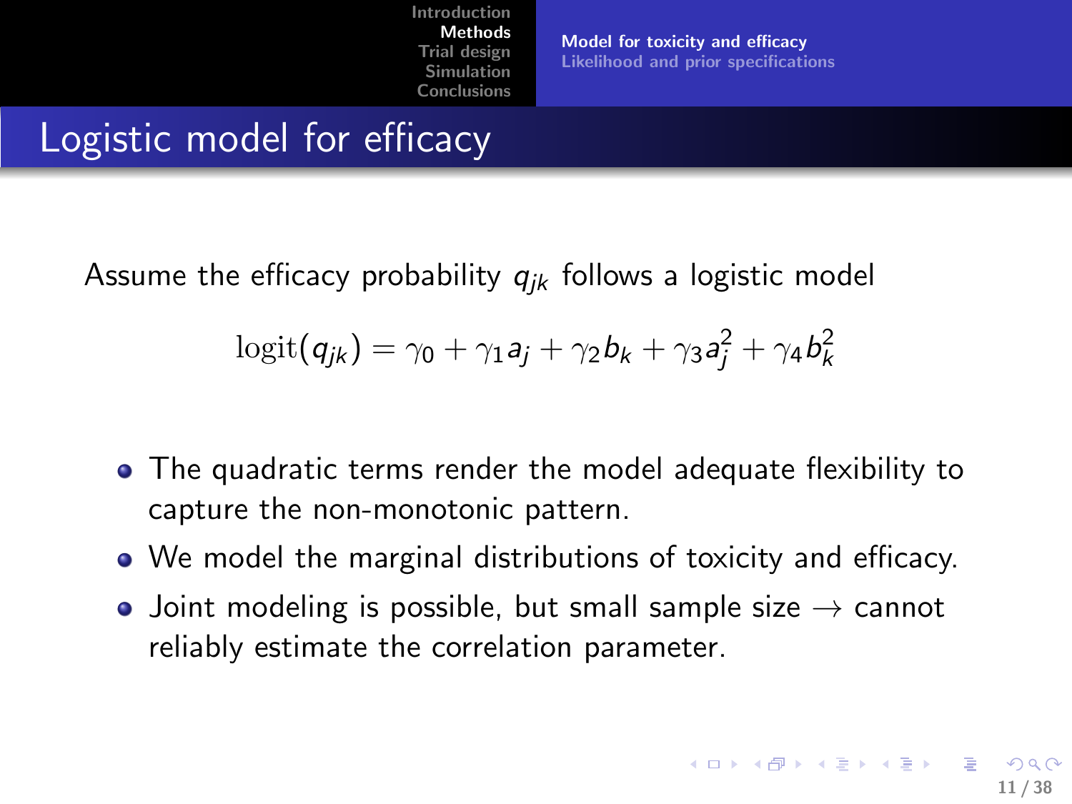# Logistic model for efficacy

Assume the efficacy probability $q_{jk}$ follows a logistic model

$$\text{logit}(q_{jk}) = \gamma_0 + \gamma_1 a_j + \gamma_2 b_k + \gamma_3 a_j^2 + \gamma_4 b_k^2$$

- The quadratic terms render the model adequate flexibility to capture the non-monotonic pattern.
- We model the marginal distributions of toxicity and efficacy.
- Joint modeling is possible, but small sample size → cannot reliably estimate the correlation parameter.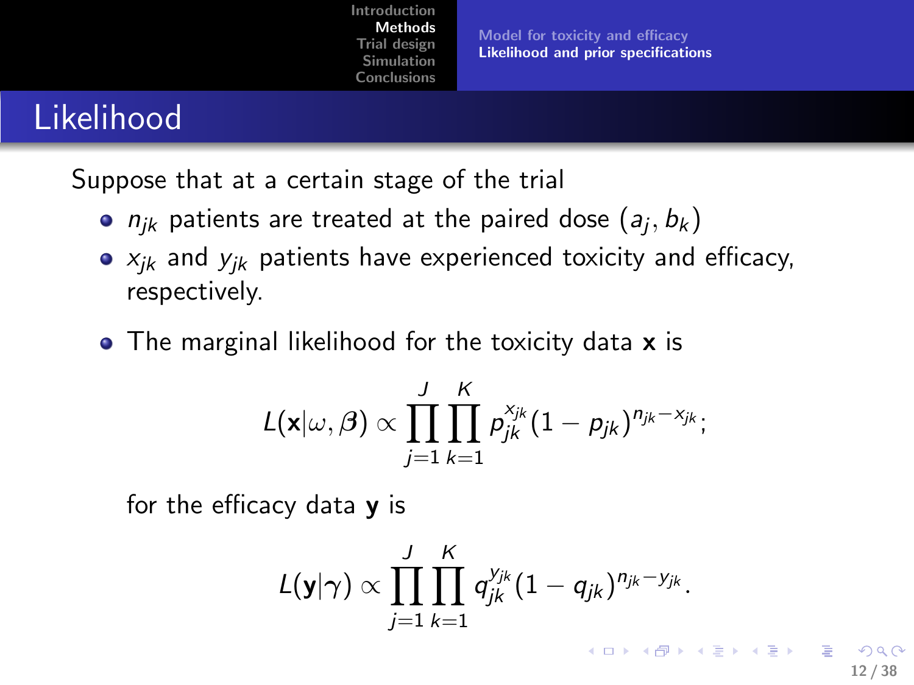# Likelihood

Suppose that at a certain stage of the trial

- $n_{jk}$ patients are treated at the paired dose $(a_j, b_k)$
- $x_{jk}$ and $y_{jk}$ patients have experienced toxicity and efficacy, respectively.

- The marginal likelihood for the toxicity data $\mathbf{x}$ is

$$L(\mathbf{x}|\omega, \beta) \propto \prod_{j=1}^{J} \prod_{k=1}^{K} p_{jk}^{x_{jk}} (1 - p_{jk})^{n_{jk} - x_{jk}};$$

  for the efficacy data $\mathbf{y}$ is

$$L(\mathbf{y}|\gamma) \propto \prod_{j=1}^{J} \prod_{k=1}^{K} q_{jk}^{y_{jk}} (1 - q_{jk})^{n_{jk} - y_{jk}}.$$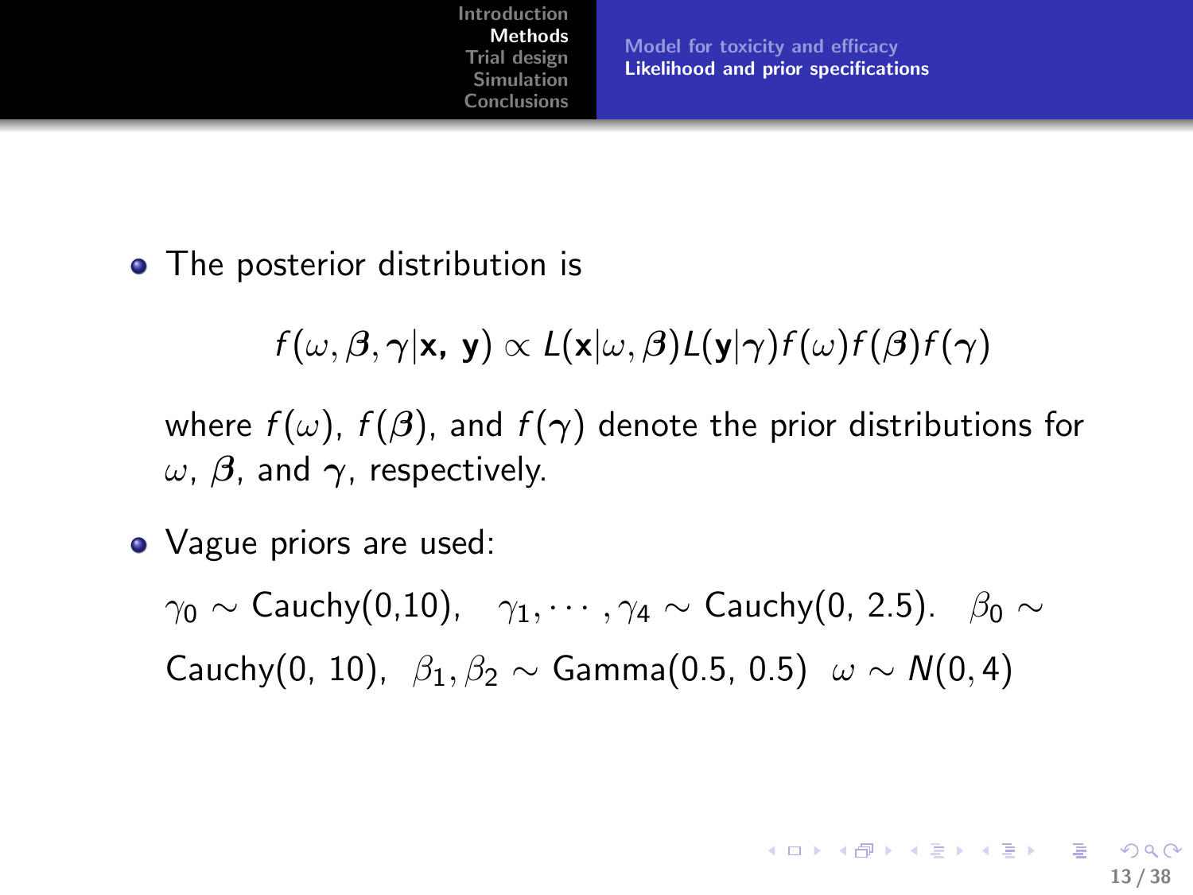- The posterior distribution is

$$f(\omega, \boldsymbol{\beta}, \boldsymbol{\gamma} | \mathbf{x}, \mathbf{y}) \propto L(\mathbf{x}|\omega, \boldsymbol{\beta}) L(\mathbf{y}|\boldsymbol{\gamma}) f(\omega) f(\boldsymbol{\beta}) f(\boldsymbol{\gamma})$$

  where $f(\omega)$, $f(\boldsymbol{\beta})$, and $f(\boldsymbol{\gamma})$ denote the prior distributions for $\omega$, $\boldsymbol{\beta}$, and $\boldsymbol{\gamma}$, respectively.

- Vague priors are used:

  $\gamma_0 \sim$ Cauchy(0,10), $\gamma_1, \cdots, \gamma_4 \sim$ Cauchy(0, 2.5). $\beta_0 \sim$ Cauchy(0, 10), $\beta_1, \beta_2 \sim$ Gamma(0.5, 0.5) $\omega \sim N(0, 4)$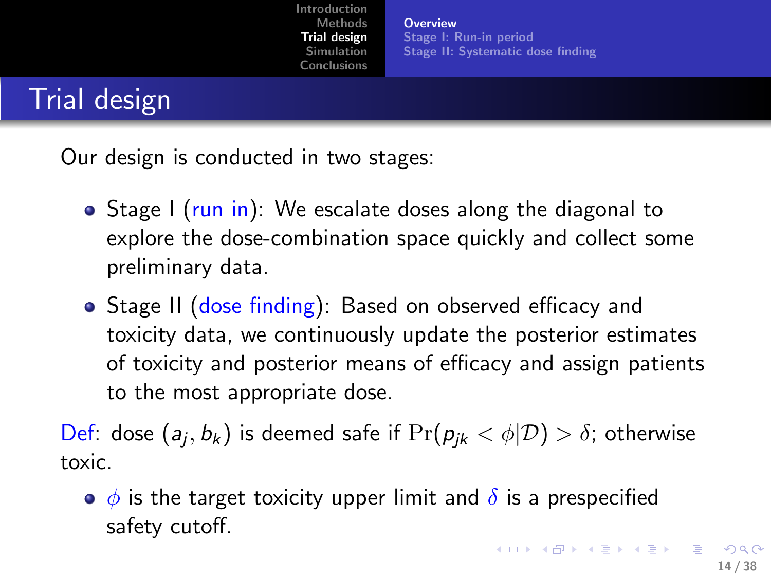# Trial design

Our design is conducted in two stages:

- Stage I (run in): We escalate doses along the diagonal to explore the dose-combination space quickly and collect some preliminary data.
- Stage II (dose finding): Based on observed efficacy and toxicity data, we continuously update the posterior estimates of toxicity and posterior means of efficacy and assign patients to the most appropriate dose.

Def: dose $(a_j, b_k)$ is deemed safe if $\Pr(p_{jk} < \phi | \mathcal{D}) > \delta$; otherwise toxic.

- $\phi$ is the target toxicity upper limit and $\delta$ is a prespecified safety cutoff.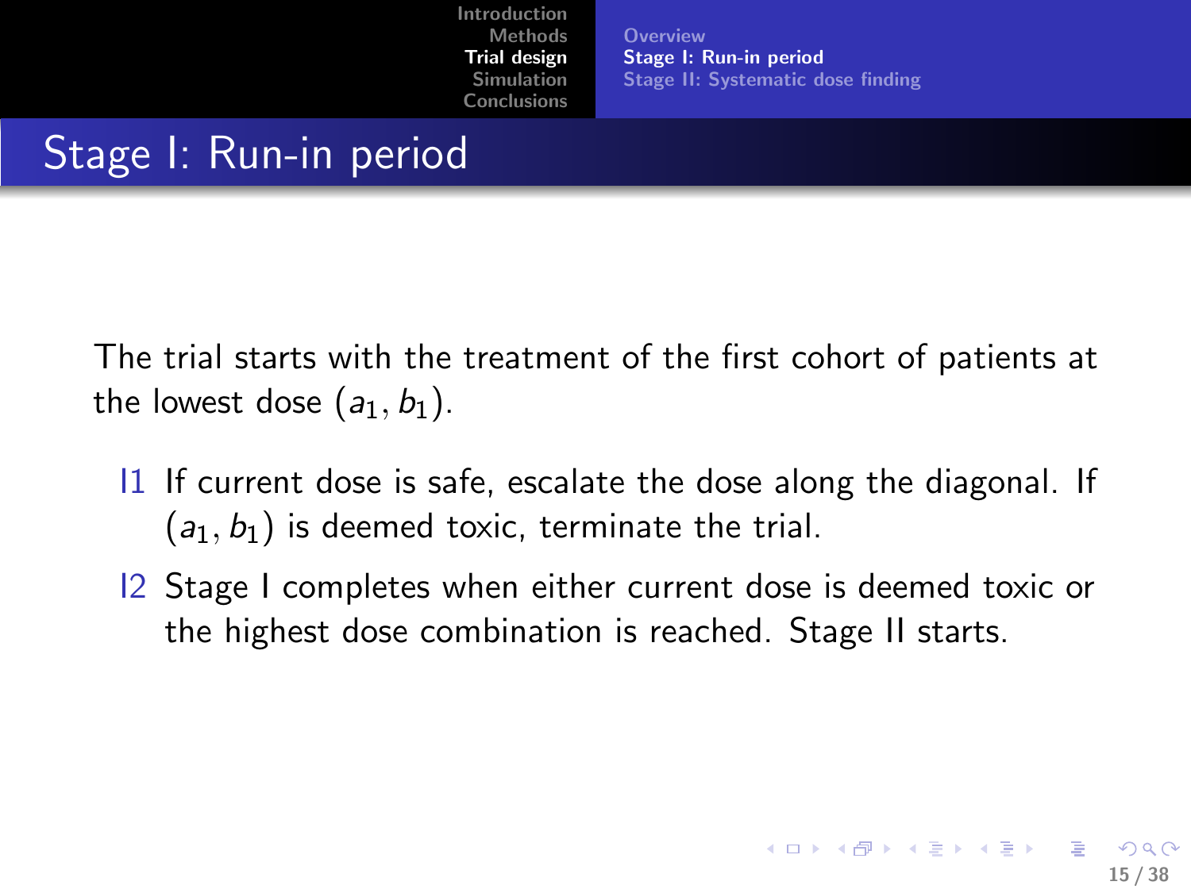# Stage I: Run-in period

The trial starts with the treatment of the first cohort of patients at the lowest dose $(a_1, b_1)$.

- I1 If current dose is safe, escalate the dose along the diagonal. If $(a_1, b_1)$ is deemed toxic, terminate the trial.
- I2 Stage I completes when either current dose is deemed toxic or the highest dose combination is reached. Stage II starts.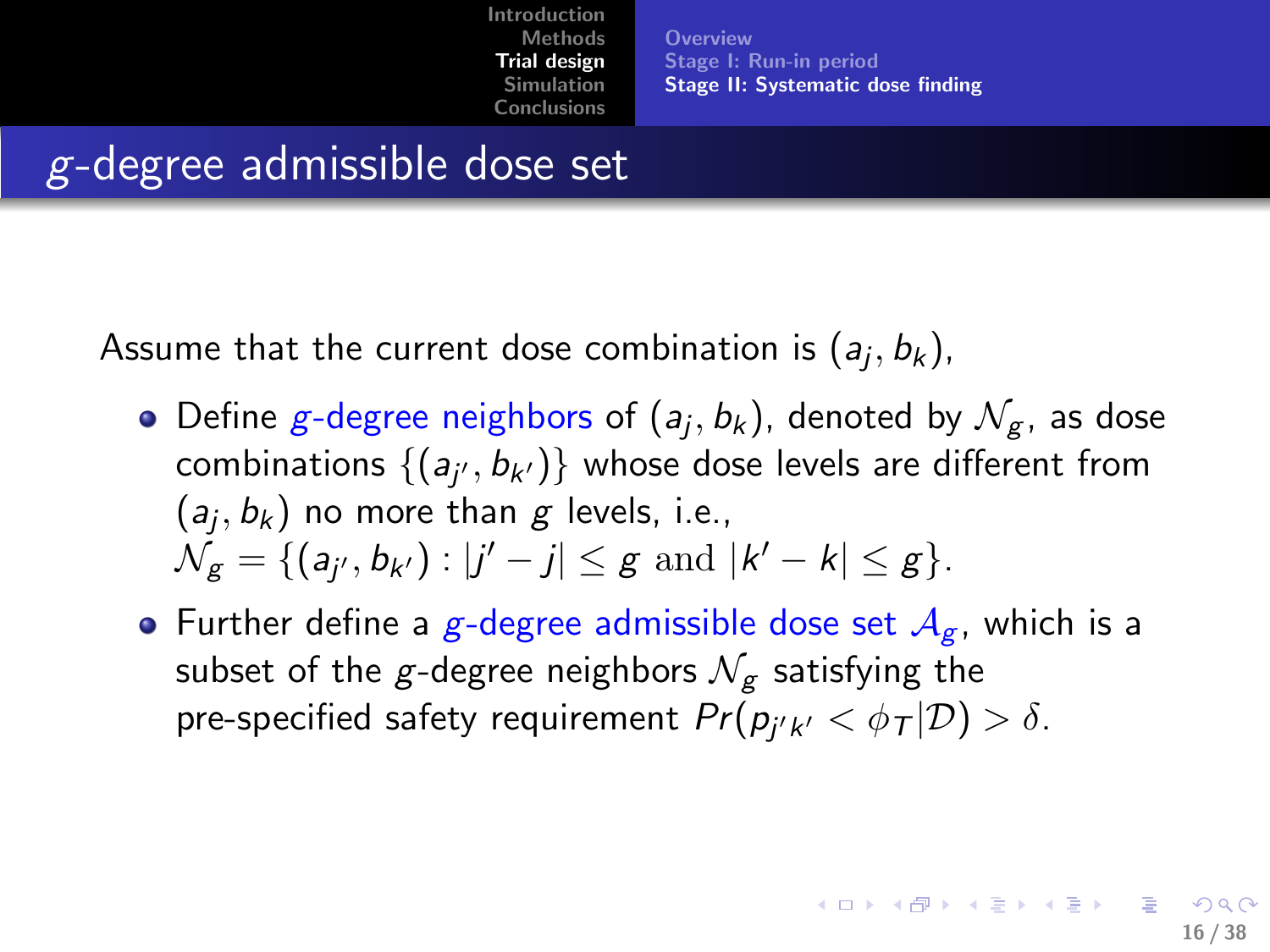# $g$-degree admissible dose set

Assume that the current dose combination is $(a_j, b_k)$,

- Define $g$-degree neighbors of $(a_j, b_k)$, denoted by $\mathcal{N}_g$, as dose combinations $\{(a_{j'}, b_{k'})\}$ whose dose levels are different from $(a_j, b_k)$ no more than $g$ levels, i.e., $\mathcal{N}_g = \{(a_{j'}, b_{k'}) : |j' - j| \leq g \text{ and } |k' - k| \leq g\}$.
- Further define a $g$-degree admissible dose set $\mathcal{A}_g$, which is a subset of the $g$-degree neighbors $\mathcal{N}_g$ satisfying the pre-specified safety requirement $Pr(p_{j'k'} < \phi_T | \mathcal{D}) > \delta$.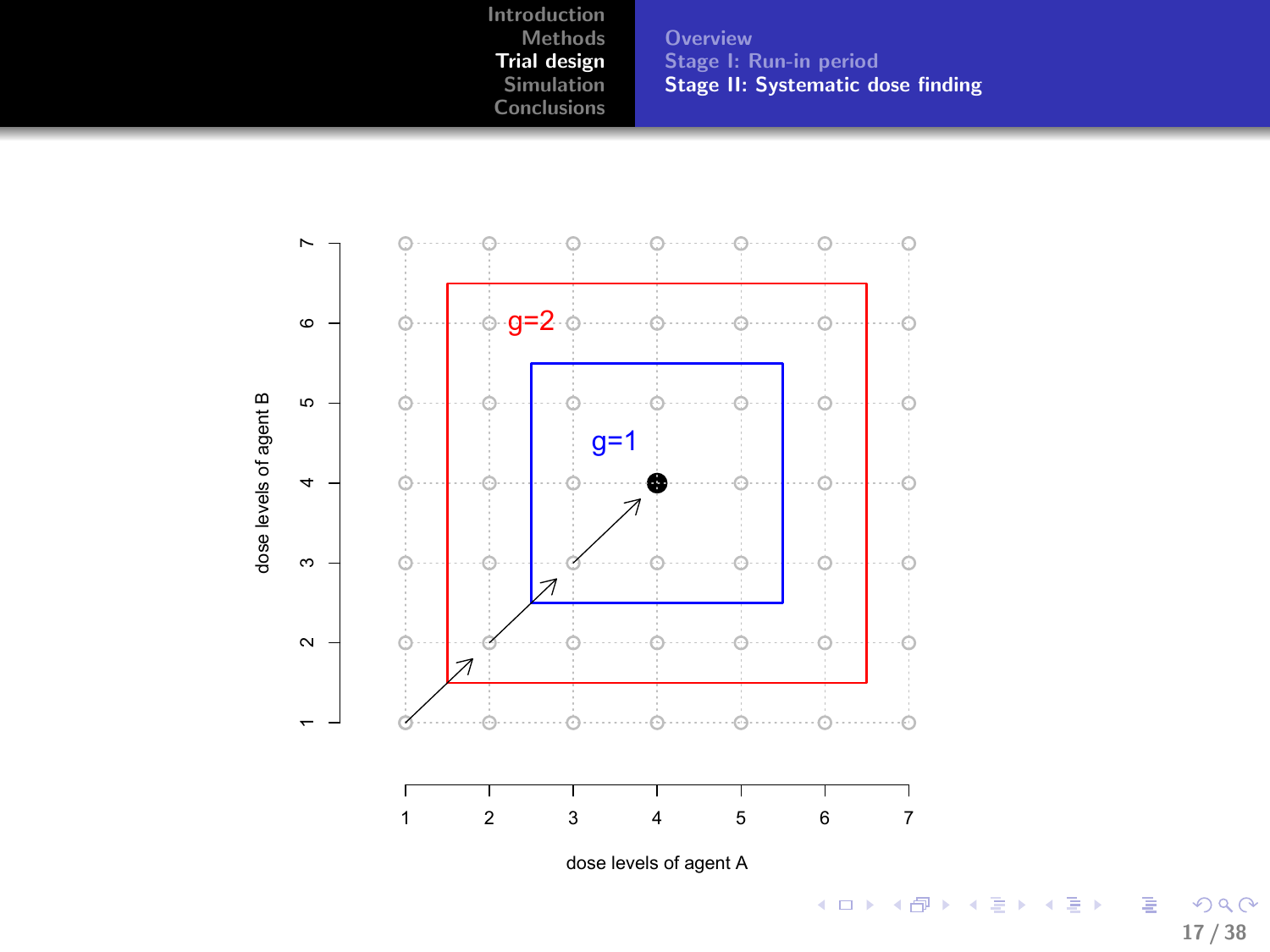## Stage II: Systematic dose finding

g=2

g=1

dose levels of agent B

dose levels of agent A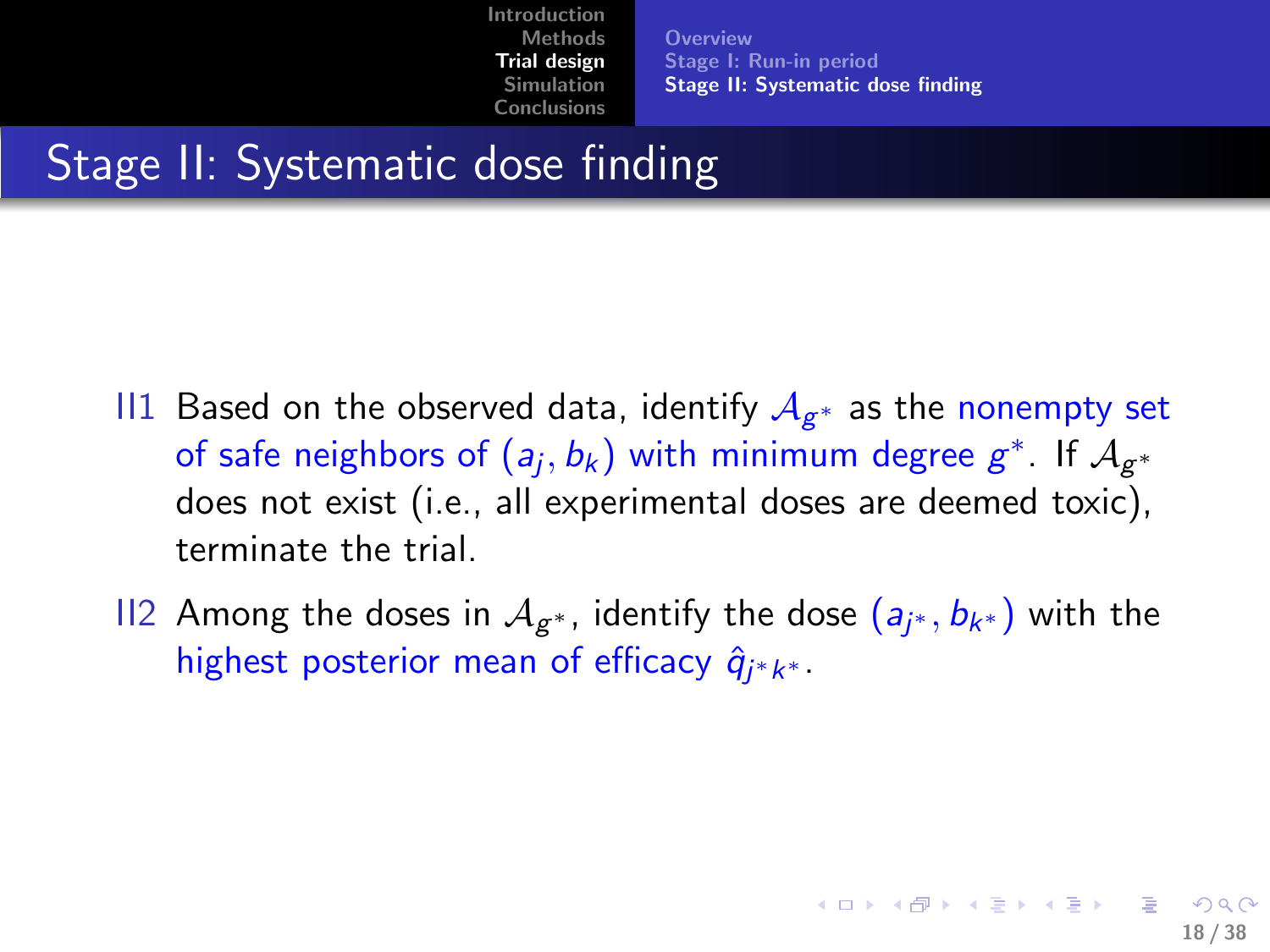## Stage II: Systematic dose finding

- II1 Based on the observed data, identify $\mathcal{A}_{g^*}$ as the nonempty set of safe neighbors of $(a_j, b_k)$ with minimum degree $g^*$. If $\mathcal{A}_{g^*}$ does not exist (i.e., all experimental doses are deemed toxic), terminate the trial.
- II2 Among the doses in $\mathcal{A}_{g^*}$, identify the dose $(a_{j^*}, b_{k^*})$ with the highest posterior mean of efficacy $\hat{q}_{j^* k^*}$.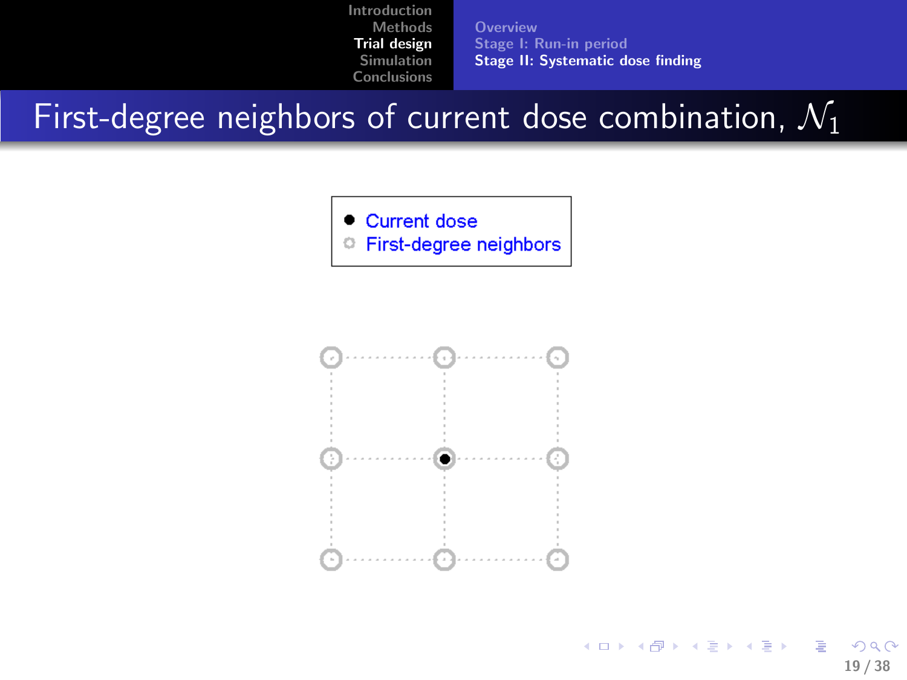# First-degree neighbors of current dose combination, $\mathcal{N}_1$

- Current dose
- First-degree neighbors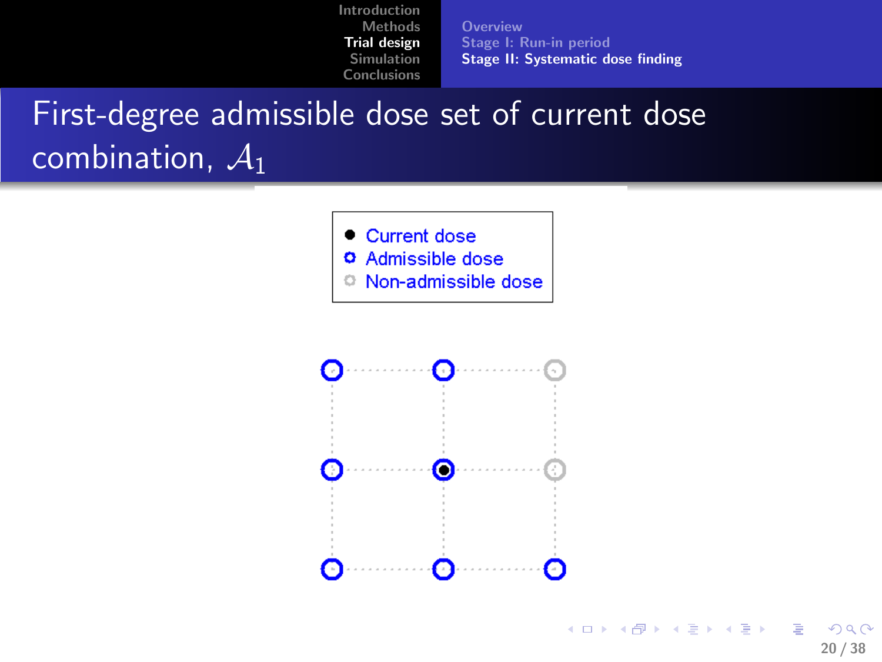# First-degree admissible dose set of current dose combination, $\mathcal{A}_1$

- Current dose
- Admissible dose
- Non-admissible dose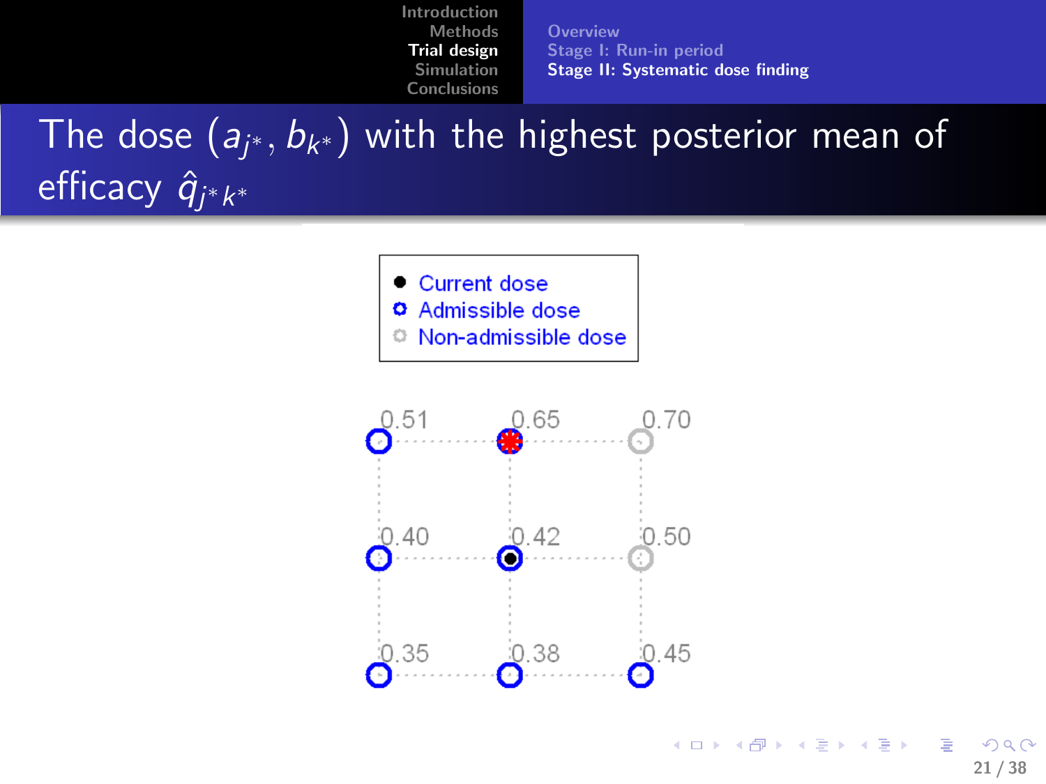# The dose $(a_{j^*}, b_{k^*})$ with the highest posterior mean of efficacy $\hat{q}_{j^*k^*}$

- Current dose
- Admissible dose
- Non-admissible dose

|  |  |  |
|---|---|---|
| 0.51 | 0.65 | 0.70 |
| 0.40 | 0.42 | 0.50 |
| 0.35 | 0.38 | 0.45 |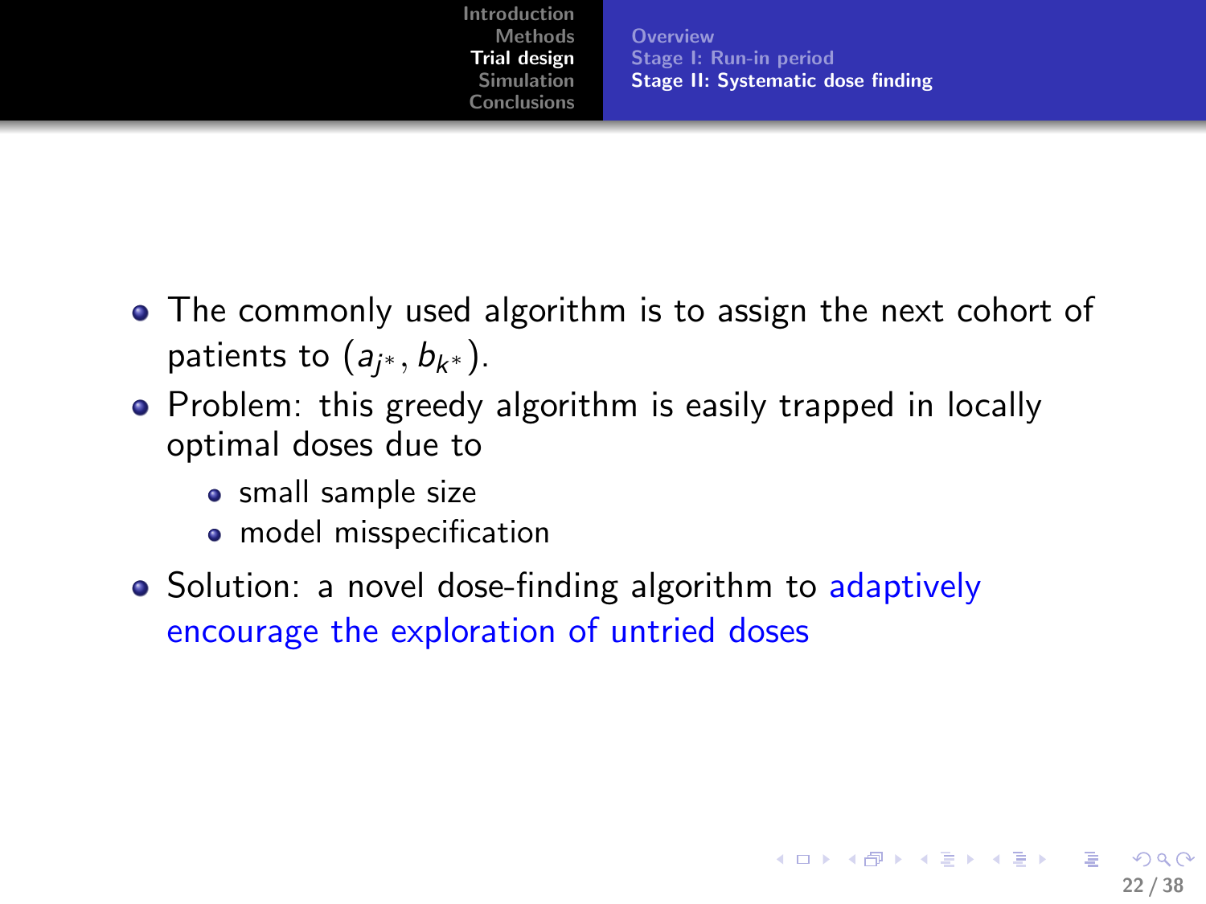- The commonly used algorithm is to assign the next cohort of patients to $(a_{j^*}, b_{k^*})$.
- Problem: this greedy algorithm is easily trapped in locally optimal doses due to
  - small sample size
  - model misspecification
- Solution: a novel dose-finding algorithm to adaptively encourage the exploration of untried doses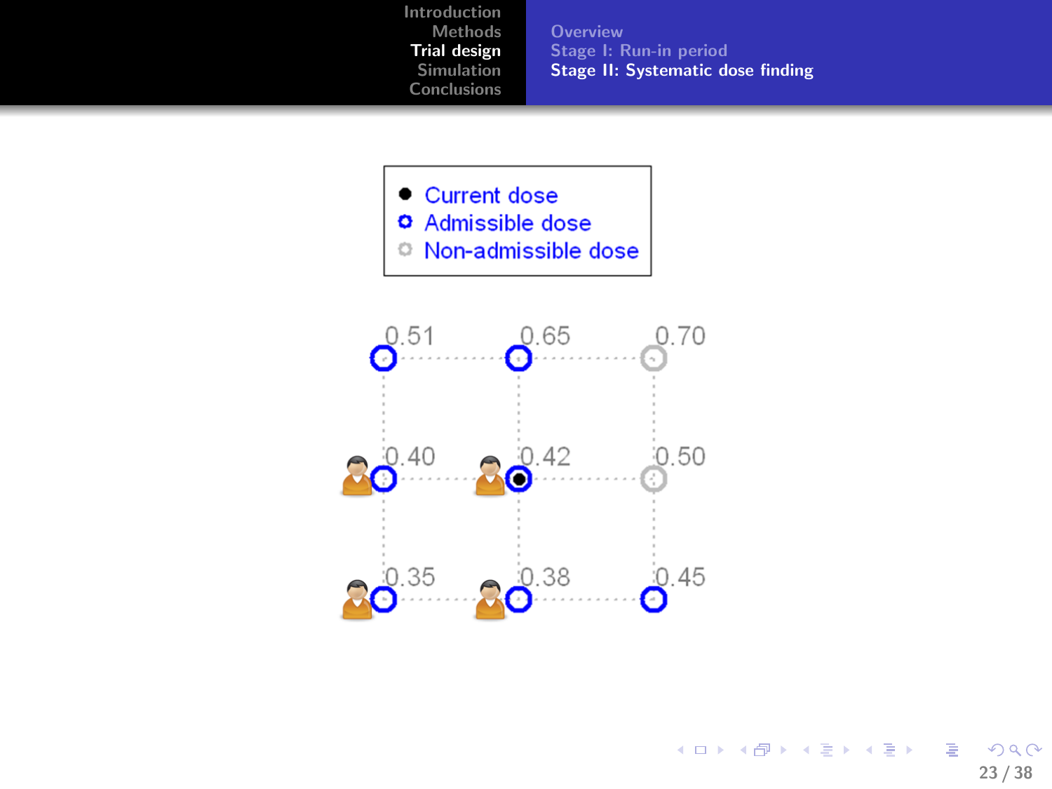## Stage II: Systematic dose finding

- Current dose
- Admissible dose
- Non-admissible dose

|  |  |  |
|---|---|---|
| 0.51 | 0.65 | 0.70 |
| 0.40 | 0.42 | 0.50 |
| 0.35 | 0.38 | 0.45 |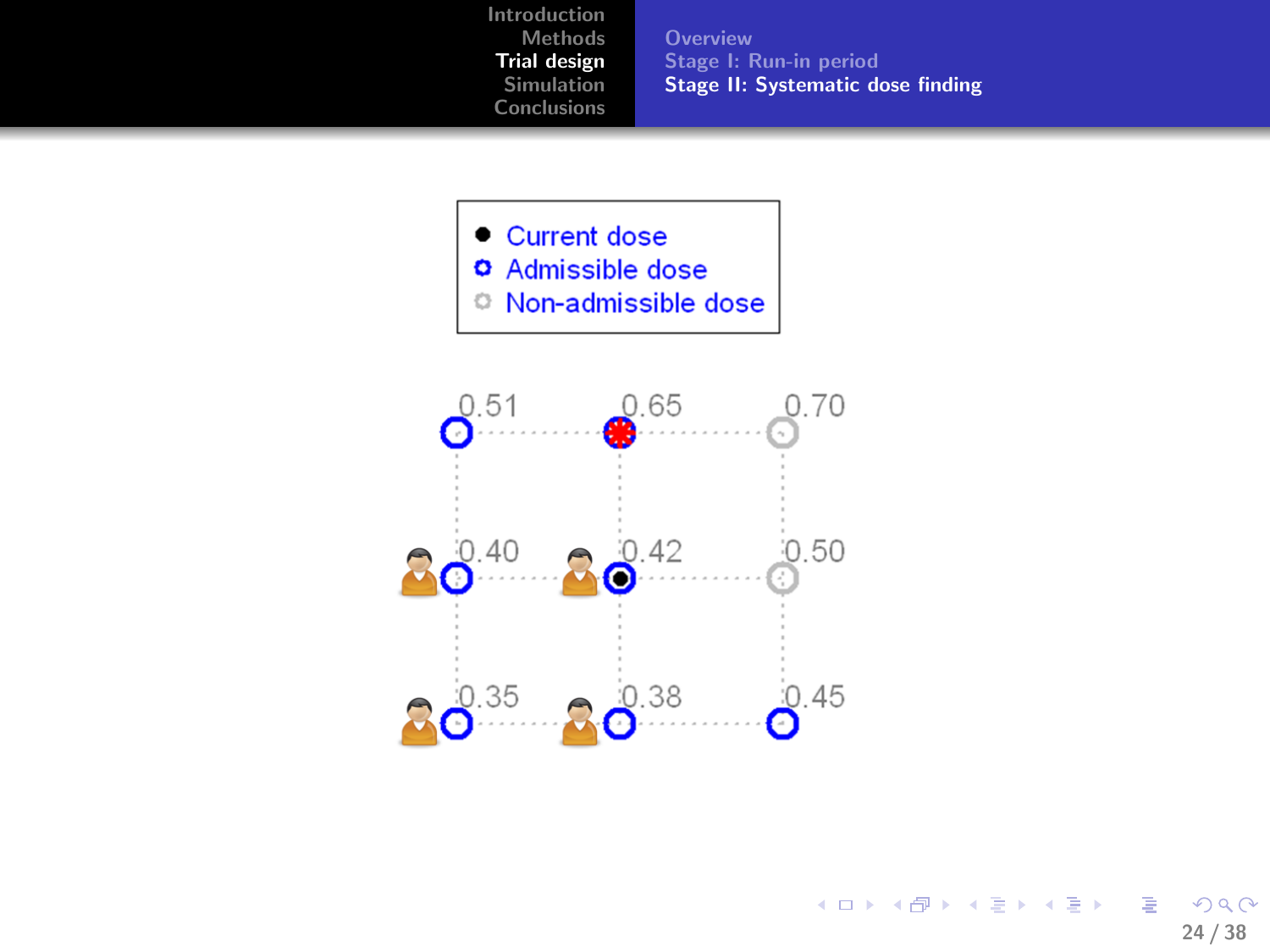- Current dose
- Admissible dose
- Non-admissible dose

| 0.51 | 0.65 | 0.70 |
|---|---|---|
| 0.40 | 0.42 | 0.50 |
| 0.35 | 0.38 | 0.45 |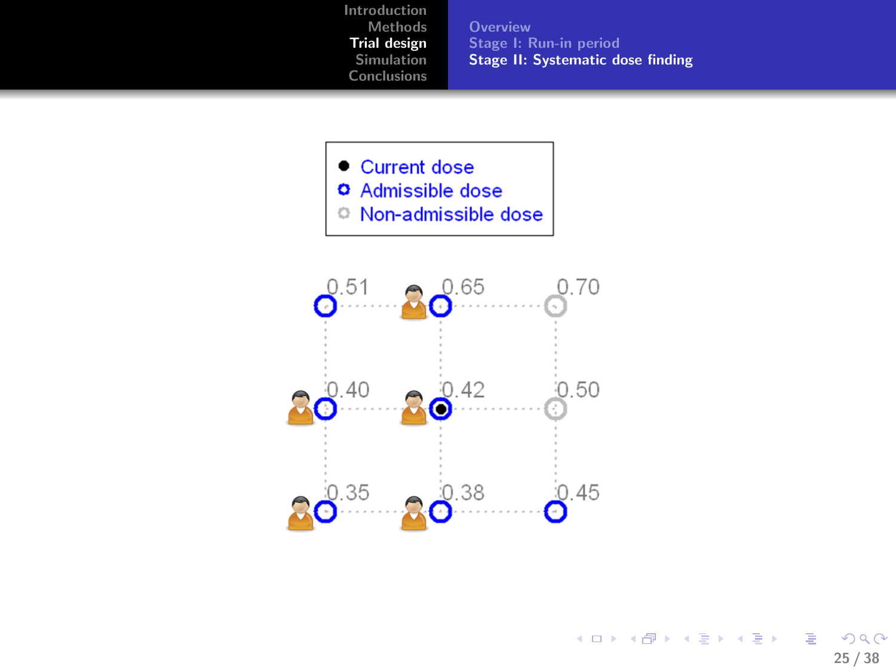- Current dose
- Admissible dose
- Non-admissible dose

|  |  |  |
|---|---|---|
| 0.51 | 0.65 | 0.70 |
| 0.40 | 0.42 | 0.50 |
| 0.35 | 0.38 | 0.45 |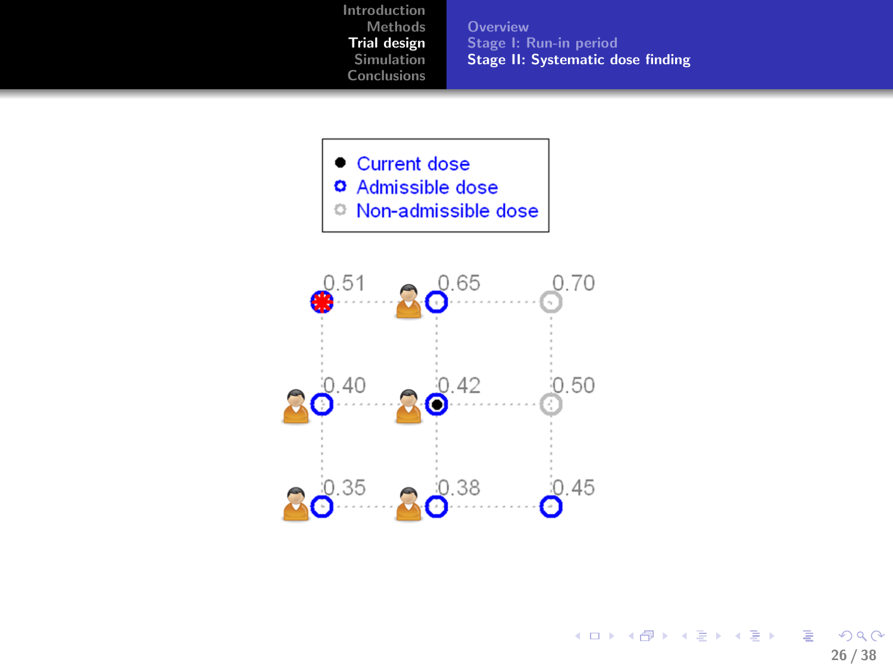## Stage II: Systematic dose finding

- Current dose
- Admissible dose
- Non-admissible dose

| | | |
|---|---|---|
| 0.51 | 0.65 | 0.70 |
| 0.40 | 0.42 | 0.50 |
| 0.35 | 0.38 | 0.45 |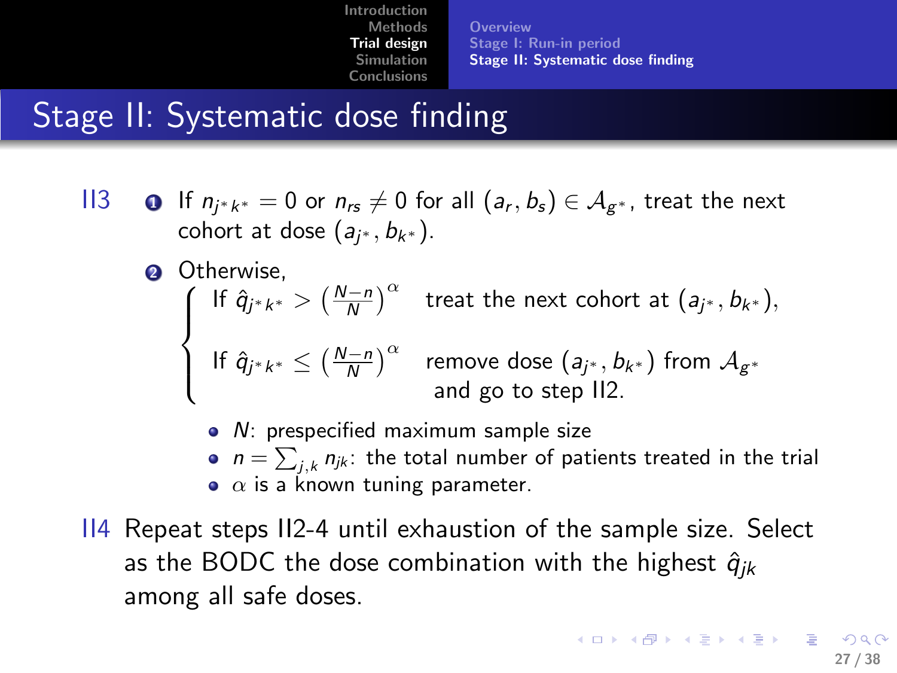# Stage II: Systematic dose finding

II3

1. If $n_{j^*k^*} = 0$ or $n_{rs} \neq 0$ for all $(a_r, b_s) \in \mathcal{A}_{g^*}$, treat the next cohort at dose $(a_{j^*}, b_{k^*})$.

2. Otherwise,

$$\begin{cases} \text{If } \hat{q}_{j^*k^*} > \left(\frac{N-n}{N}\right)^{\alpha} & \text{treat the next cohort at } (a_{j^*}, b_{k^*}), \\ \text{If } \hat{q}_{j^*k^*} \leq \left(\frac{N-n}{N}\right)^{\alpha} & \text{remove dose } (a_{j^*}, b_{k^*}) \text{ from } \mathcal{A}_{g^*} \\ & \text{ and go to step II2.} \end{cases}$$

- $N$: prespecified maximum sample size
- $n = \sum_{j,k} n_{jk}$: the total number of patients treated in the trial
- $\alpha$ is a known tuning parameter.

II4 Repeat steps II2-4 until exhaustion of the sample size. Select as the BODC the dose combination with the highest $\hat{q}_{jk}$ among all safe doses.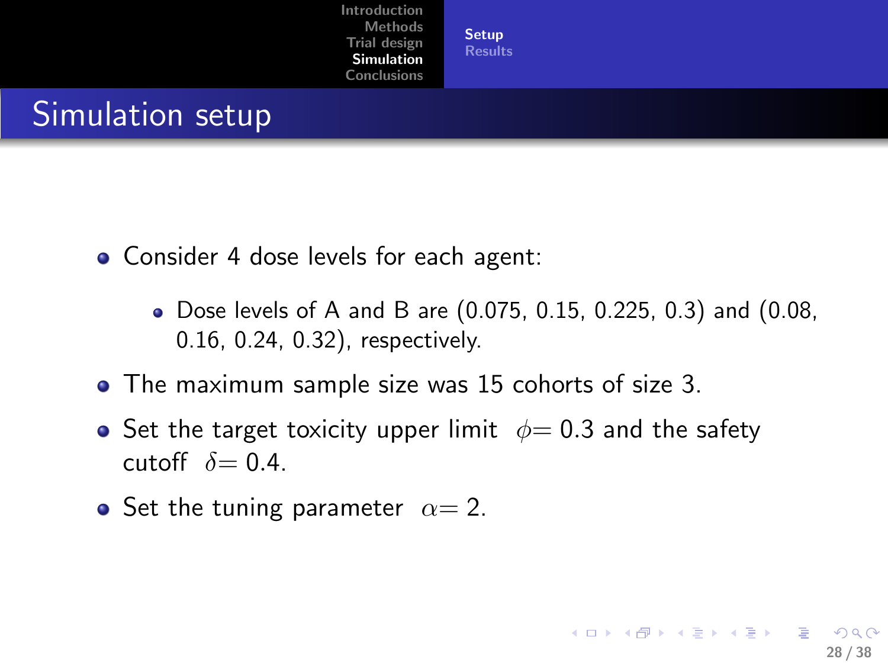# Simulation setup

- Consider 4 dose levels for each agent:
  - Dose levels of A and B are (0.075, 0.15, 0.225, 0.3) and (0.08, 0.16, 0.24, 0.32), respectively.
- The maximum sample size was 15 cohorts of size 3.
- Set the target toxicity upper limit $\phi = 0.3$ and the safety cutoff $\delta = 0.4$.
- Set the tuning parameter $\alpha = 2$.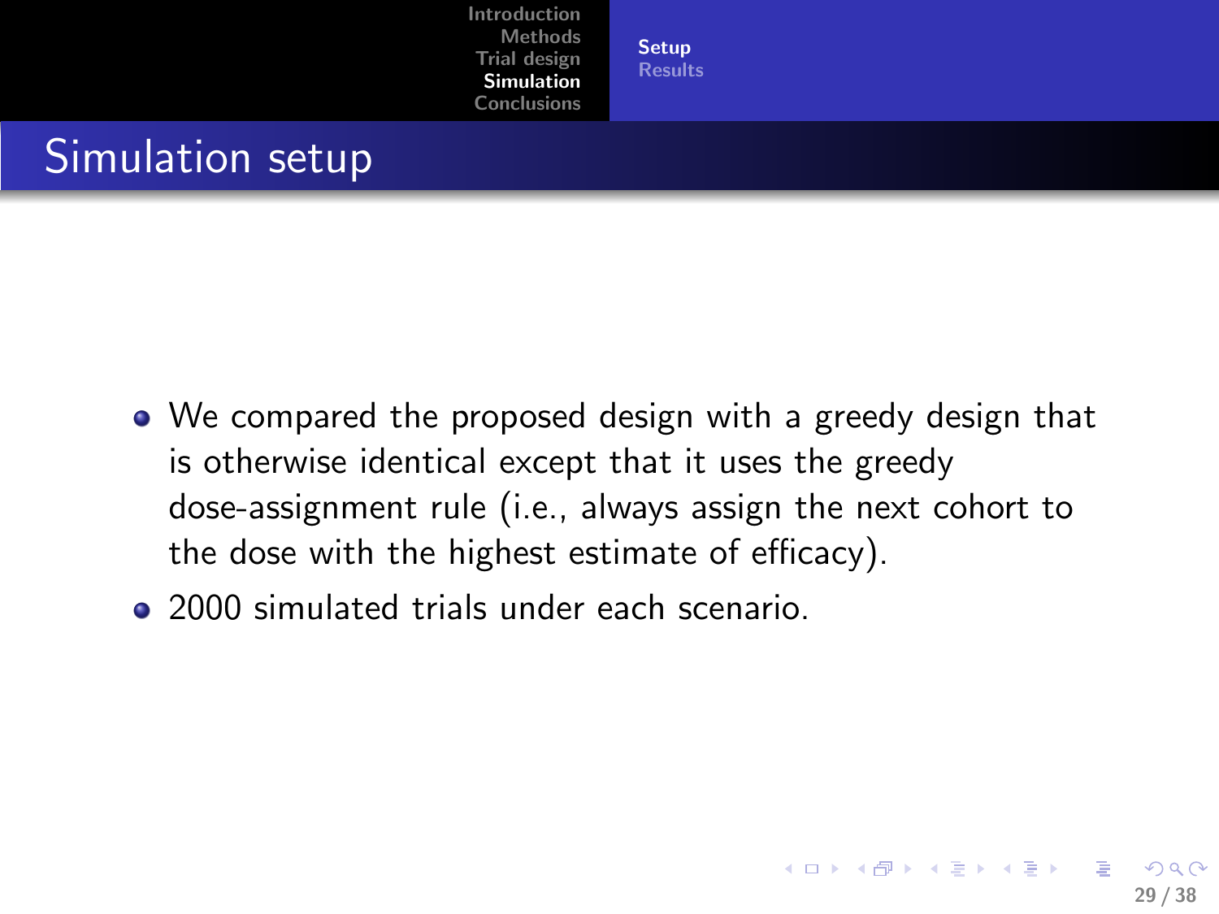# Simulation setup

- We compared the proposed design with a greedy design that is otherwise identical except that it uses the greedy dose-assignment rule (i.e., always assign the next cohort to the dose with the highest estimate of efficacy).
- 2000 simulated trials under each scenario.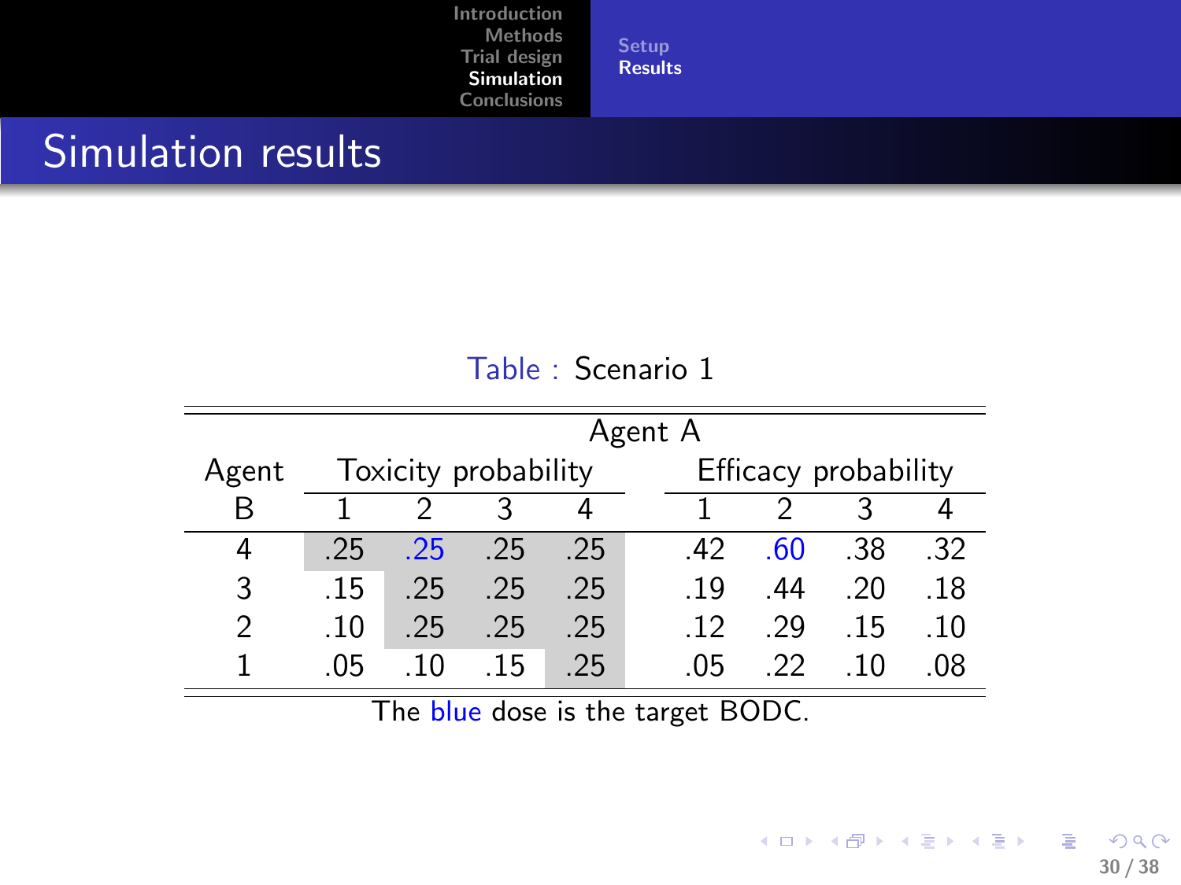# Simulation results

Table : Scenario 1

| Agent B | Agent A Toxicity probability 1 | 2 | 3 | 4 | Efficacy probability 1 | 2 | 3 | 4 |
|---|---|---|---|---|---|---|---|---|
| 4 | .25 | .25 | .25 | .25 | .42 | .60 | .38 | .32 |
| 3 | .15 | .25 | .25 | .25 | .19 | .44 | .20 | .18 |
| 2 | .10 | .25 | .25 | .25 | .12 | .29 | .15 | .10 |
| 1 | .05 | .10 | .15 | .25 | .05 | .22 | .10 | .08 |

The blue dose is the target BODC.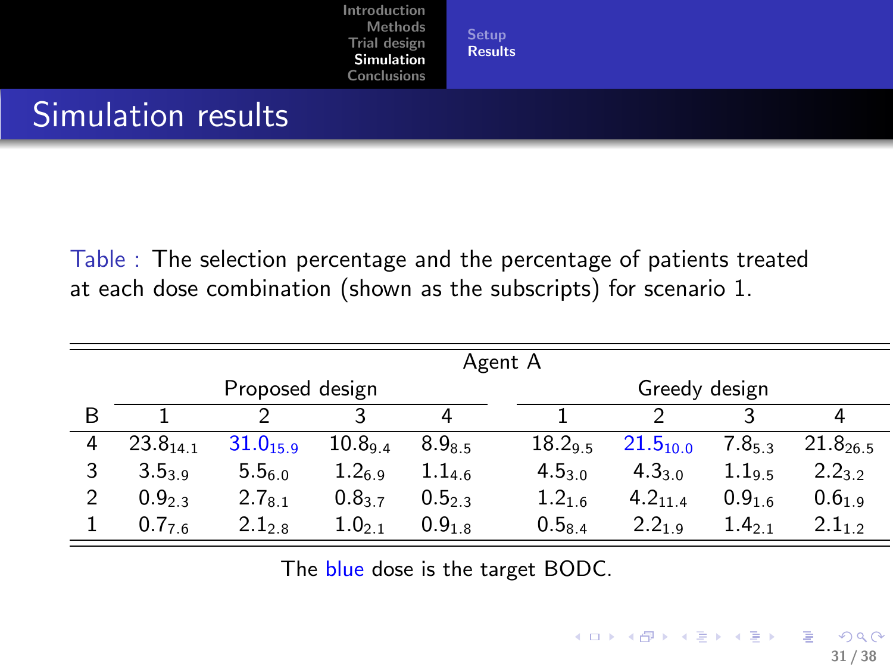# Simulation results

Table : The selection percentage and the percentage of patients treated at each dose combination (shown as the subscripts) for scenario 1.

| | Agent A | | | | | | | |
|---|---|---|---|---|---|---|---|---|
| | Proposed design | | | | Greedy design | | | |
| B | 1 | 2 | 3 | 4 | 1 | 2 | 3 | 4 |
| 4 | $23.8_{14.1}$ | $31.0_{15.9}$ | $10.8_{9.4}$ | $8.9_{8.5}$ | $18.2_{9.5}$ | $21.5_{10.0}$ | $7.8_{5.3}$ | $21.8_{26.5}$ |
| 3 | $3.5_{3.9}$ | $5.5_{6.0}$ | $1.2_{6.9}$ | $1.1_{4.6}$ | $4.5_{3.0}$ | $4.3_{3.0}$ | $1.1_{9.5}$ | $2.2_{3.2}$ |
| 2 | $0.9_{2.3}$ | $2.7_{8.1}$ | $0.8_{3.7}$ | $0.5_{2.3}$ | $1.2_{1.6}$ | $4.2_{11.4}$ | $0.9_{1.6}$ | $0.6_{1.9}$ |
| 1 | $0.7_{7.6}$ | $2.1_{2.8}$ | $1.0_{2.1}$ | $0.9_{1.8}$ | $0.5_{8.4}$ | $2.2_{1.9}$ | $1.4_{2.1}$ | $2.1_{1.2}$ |

The blue dose is the target BODC.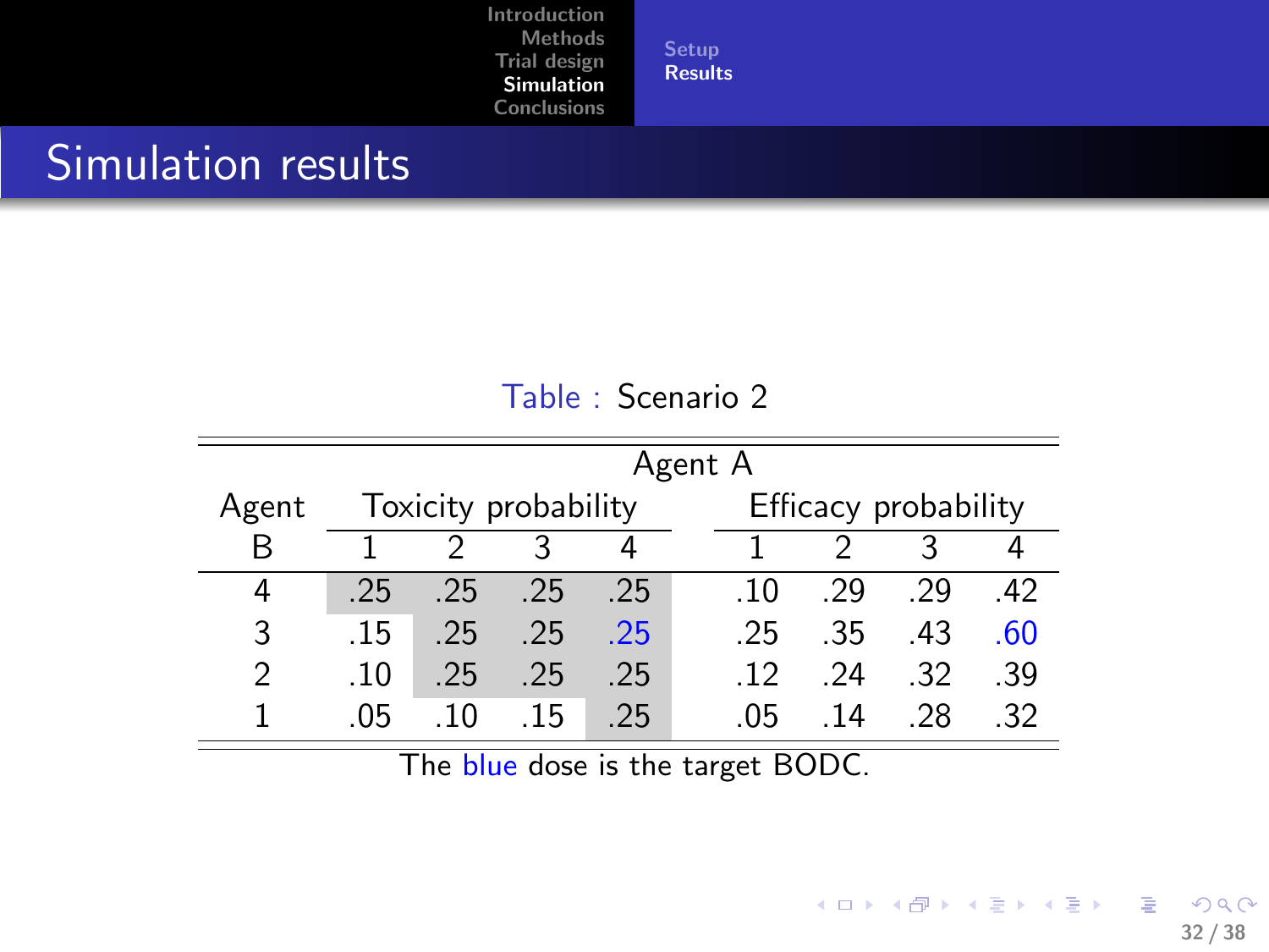# Simulation results

Table : Scenario 2

| Agent B | Agent A Toxicity probability 1 | 2 | 3 | 4 | Efficacy probability 1 | 2 | 3 | 4 |
|---|---|---|---|---|---|---|---|---|
| 4 | .25 | .25 | .25 | .25 | .10 | .29 | .29 | .42 |
| 3 | .15 | .25 | .25 | .25 | .25 | .35 | .43 | .60 |
| 2 | .10 | .25 | .25 | .25 | .12 | .24 | .32 | .39 |
| 1 | .05 | .10 | .15 | .25 | .05 | .14 | .28 | .32 |

The blue dose is the target BODC.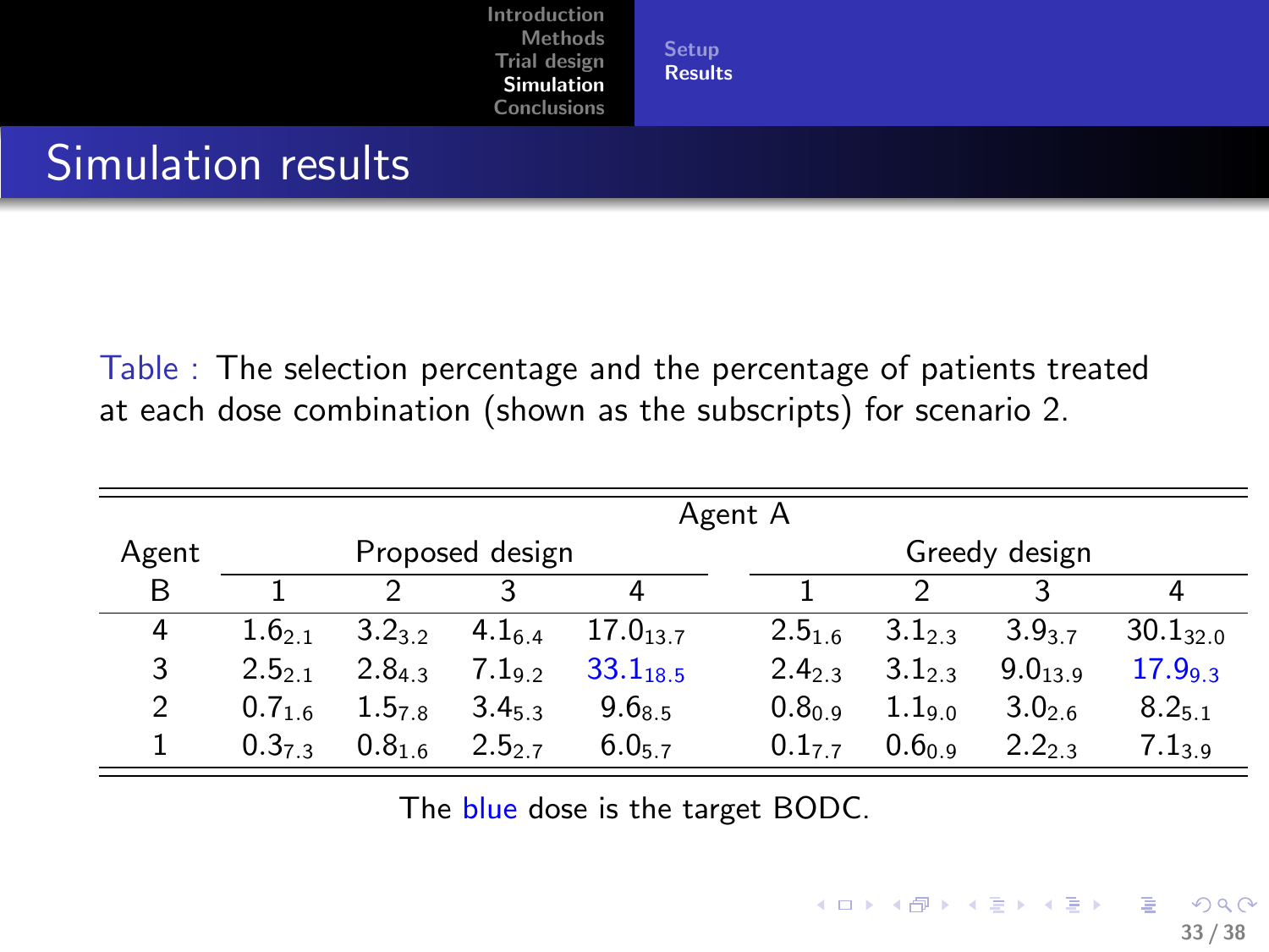# Simulation results

Table : The selection percentage and the percentage of patients treated at each dose combination (shown as the subscripts) for scenario 2.

| Agent B | Agent A: Proposed design 1 | 2 | 3 | 4 | Agent A: Greedy design 1 | 2 | 3 | 4 |
|---|---|---|---|---|---|---|---|---|
| 4 | $1.6_{2.1}$ | $3.2_{3.2}$ | $4.1_{6.4}$ | $17.0_{13.7}$ | $2.5_{1.6}$ | $3.1_{2.3}$ | $3.9_{3.7}$ | $30.1_{32.0}$ |
| 3 | $2.5_{2.1}$ | $2.8_{4.3}$ | $7.1_{9.2}$ | $33.1_{18.5}$ | $2.4_{2.3}$ | $3.1_{2.3}$ | $9.0_{13.9}$ | $17.9_{9.3}$ |
| 2 | $0.7_{1.6}$ | $1.5_{7.8}$ | $3.4_{5.3}$ | $9.6_{8.5}$ | $0.8_{0.9}$ | $1.1_{9.0}$ | $3.0_{2.6}$ | $8.2_{5.1}$ |
| 1 | $0.3_{7.3}$ | $0.8_{1.6}$ | $2.5_{2.7}$ | $6.0_{5.7}$ | $0.1_{7.7}$ | $0.6_{0.9}$ | $2.2_{2.3}$ | $7.1_{3.9}$ |

The blue dose is the target BODC.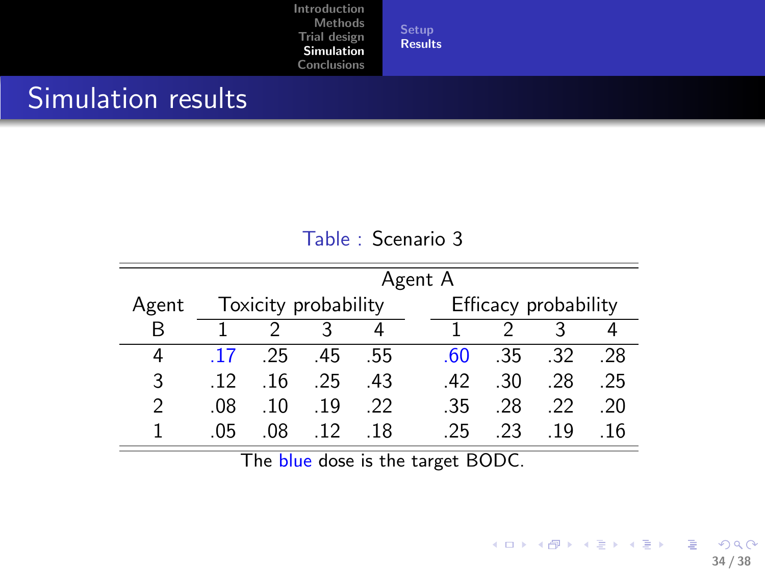# Simulation results

Table : Scenario 3

| Agent B | Agent A Toxicity probability 1 | 2 | 3 | 4 | Efficacy probability 1 | 2 | 3 | 4 |
|---|---|---|---|---|---|---|---|---|
| 4 | .17 | .25 | .45 | .55 | .60 | .35 | .32 | .28 |
| 3 | .12 | .16 | .25 | .43 | .42 | .30 | .28 | .25 |
| 2 | .08 | .10 | .19 | .22 | .35 | .28 | .22 | .20 |
| 1 | .05 | .08 | .12 | .18 | .25 | .23 | .19 | .16 |

The blue dose is the target BODC.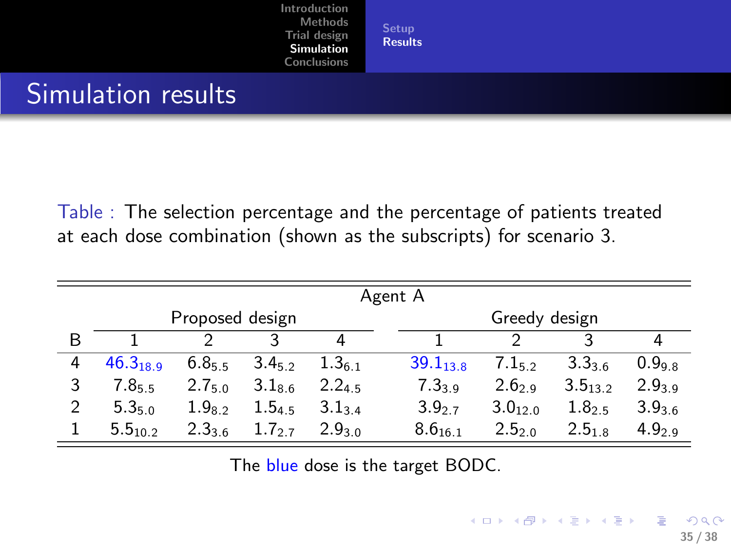## Simulation results

Table : The selection percentage and the percentage of patients treated at each dose combination (shown as the subscripts) for scenario 3.

| | Agent A | | | | | | | |
|---|---|---|---|---|---|---|---|---|
| | Proposed design | | | | Greedy design | | | |
| B | 1 | 2 | 3 | 4 | 1 | 2 | 3 | 4 |
| 4 | $46.3_{18.9}$ | $6.8_{5.5}$ | $3.4_{5.2}$ | $1.3_{6.1}$ | $39.1_{13.8}$ | $7.1_{5.2}$ | $3.3_{3.6}$ | $0.9_{9.8}$ |
| 3 | $7.8_{5.5}$ | $2.7_{5.0}$ | $3.1_{8.6}$ | $2.2_{4.5}$ | $7.3_{3.9}$ | $2.6_{2.9}$ | $3.5_{13.2}$ | $2.9_{3.9}$ |
| 2 | $5.3_{5.0}$ | $1.9_{8.2}$ | $1.5_{4.5}$ | $3.1_{3.4}$ | $3.9_{2.7}$ | $3.0_{12.0}$ | $1.8_{2.5}$ | $3.9_{3.6}$ |
| 1 | $5.5_{10.2}$ | $2.3_{3.6}$ | $1.7_{2.7}$ | $2.9_{3.0}$ | $8.6_{16.1}$ | $2.5_{2.0}$ | $2.5_{1.8}$ | $4.9_{2.9}$ |

The blue dose is the target BODC.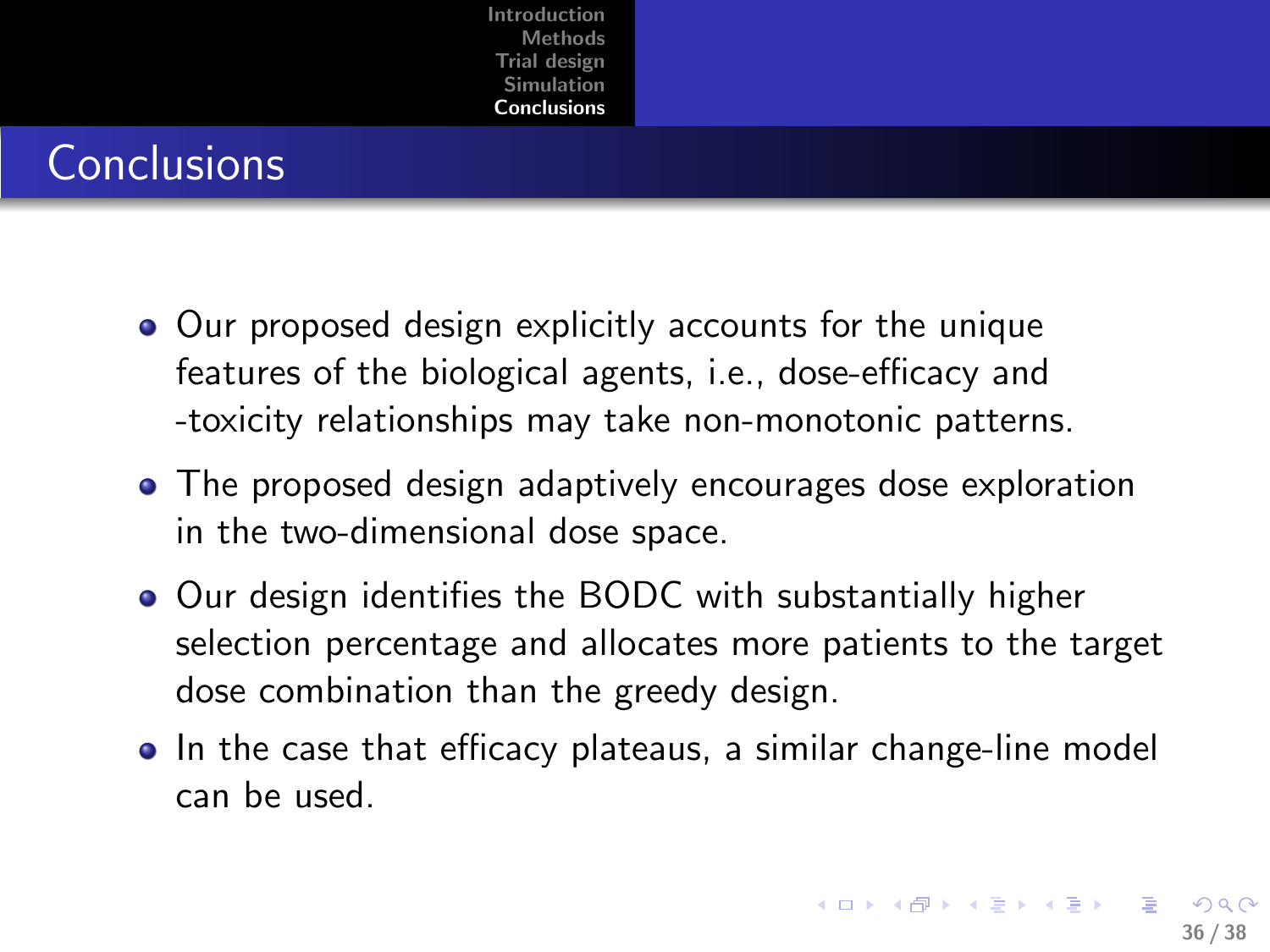# Conclusions

- Our proposed design explicitly accounts for the unique features of the biological agents, i.e., dose-efficacy and -toxicity relationships may take non-monotonic patterns.
- The proposed design adaptively encourages dose exploration in the two-dimensional dose space.
- Our design identifies the BODC with substantially higher selection percentage and allocates more patients to the target dose combination than the greedy design.
- In the case that efficacy plateaus, a similar change-line model can be used.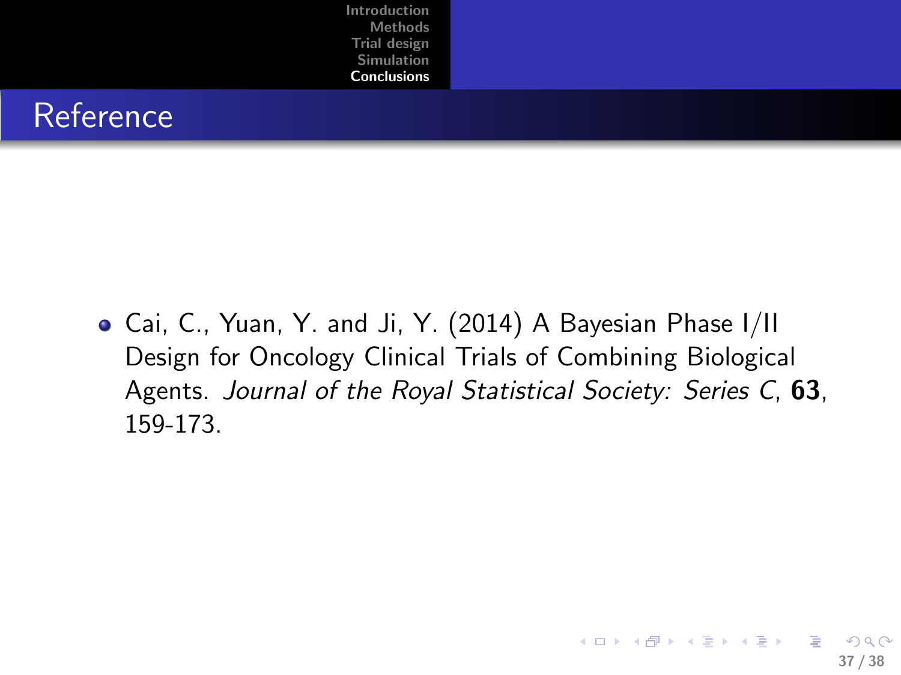# Reference

- Cai, C., Yuan, Y. and Ji, Y. (2014) A Bayesian Phase I/II Design for Oncology Clinical Trials of Combining Biological Agents. *Journal of the Royal Statistical Society: Series C*, **63**, 159-173.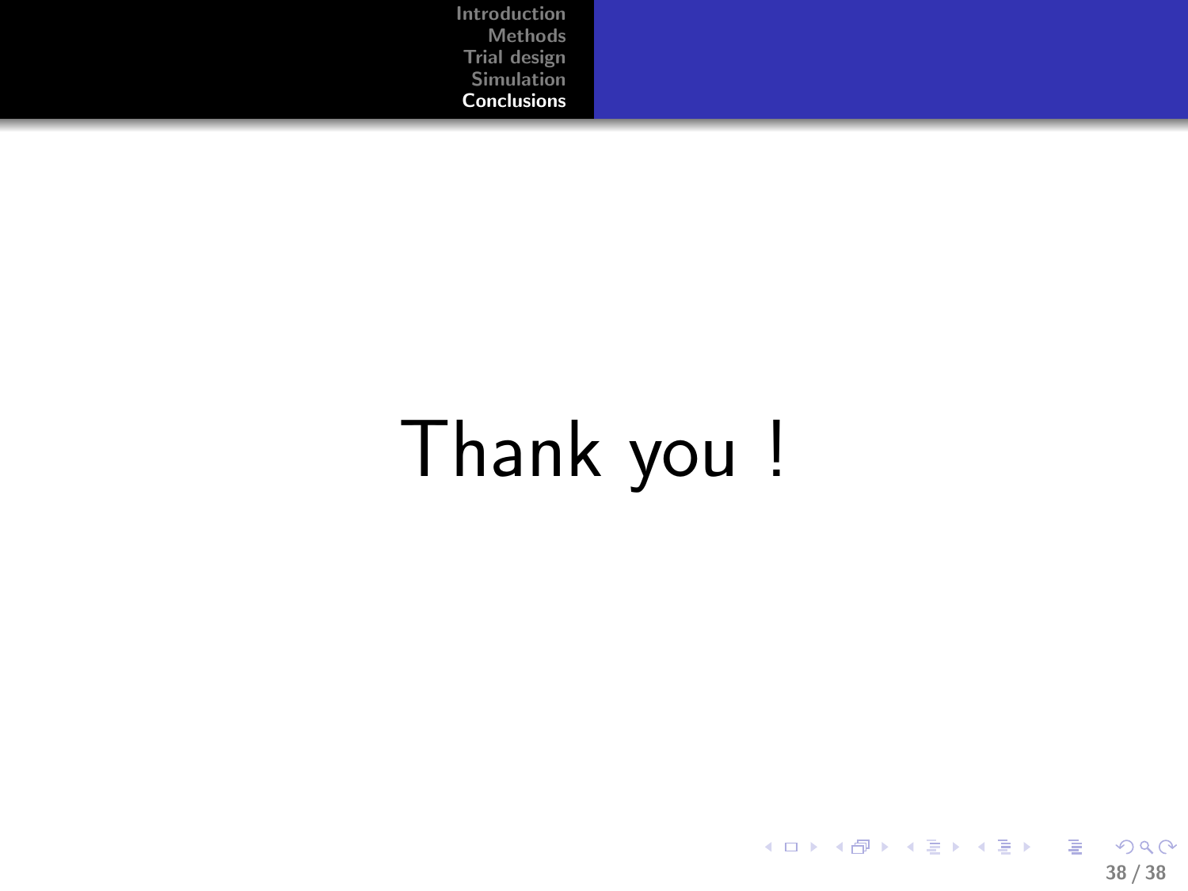Thank you !